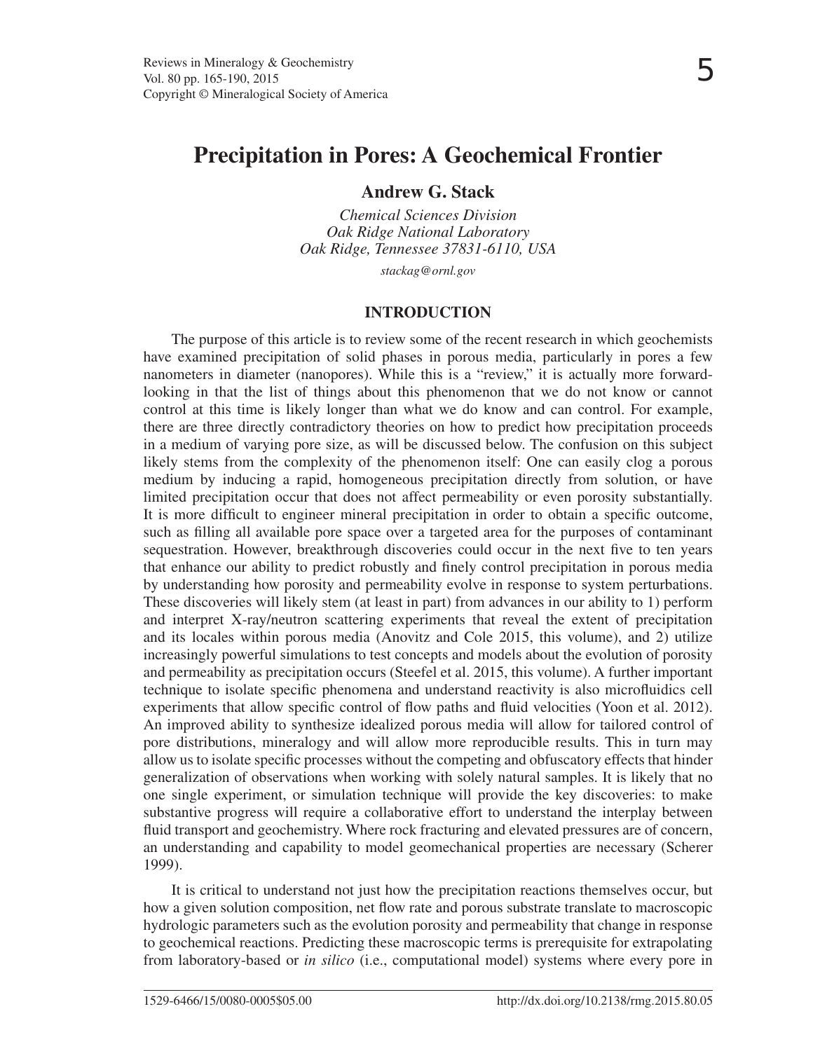# Precipitation in Pores: A Geochemical Frontier

**Andrew G. Stack**

*Chemical Sciences Division*
*Oak Ridge National Laboratory*
*Oak Ridge, Tennessee 37831-6110, USA*

*stackag@ornl.gov*

## INTRODUCTION

The purpose of this article is to review some of the recent research in which geochemists have examined precipitation of solid phases in porous media, particularly in pores a few nanometers in diameter (nanopores). While this is a "review," it is actually more forward-looking in that the list of things about this phenomenon that we do not know or cannot control at this time is likely longer than what we do know and can control. For example, there are three directly contradictory theories on how to predict how precipitation proceeds in a medium of varying pore size, as will be discussed below. The confusion on this subject likely stems from the complexity of the phenomenon itself: One can easily clog a porous medium by inducing a rapid, homogeneous precipitation directly from solution, or have limited precipitation occur that does not affect permeability or even porosity substantially. It is more difficult to engineer mineral precipitation in order to obtain a specific outcome, such as filling all available pore space over a targeted area for the purposes of contaminant sequestration. However, breakthrough discoveries could occur in the next five to ten years that enhance our ability to predict robustly and finely control precipitation in porous media by understanding how porosity and permeability evolve in response to system perturbations. These discoveries will likely stem (at least in part) from advances in our ability to 1) perform and interpret X-ray/neutron scattering experiments that reveal the extent of precipitation and its locales within porous media (Anovitz and Cole 2015, this volume), and 2) utilize increasingly powerful simulations to test concepts and models about the evolution of porosity and permeability as precipitation occurs (Steefel et al. 2015, this volume). A further important technique to isolate specific phenomena and understand reactivity is also microfluidics cell experiments that allow specific control of flow paths and fluid velocities (Yoon et al. 2012). An improved ability to synthesize idealized porous media will allow for tailored control of pore distributions, mineralogy and will allow more reproducible results. This in turn may allow us to isolate specific processes without the competing and obfuscatory effects that hinder generalization of observations when working with solely natural samples. It is likely that no one single experiment, or simulation technique will provide the key discoveries: to make substantive progress will require a collaborative effort to understand the interplay between fluid transport and geochemistry. Where rock fracturing and elevated pressures are of concern, an understanding and capability to model geomechanical properties are necessary (Scherer 1999).

It is critical to understand not just how the precipitation reactions themselves occur, but how a given solution composition, net flow rate and porous substrate translate to macroscopic hydrologic parameters such as the evolution porosity and permeability that change in response to geochemical reactions. Predicting these macroscopic terms is prerequisite for extrapolating from laboratory-based or *in silico* (i.e., computational model) systems where every pore in

1529-6466/15/0080-0005$05.00 http://dx.doi.org/10.2138/rmg.2015.80.05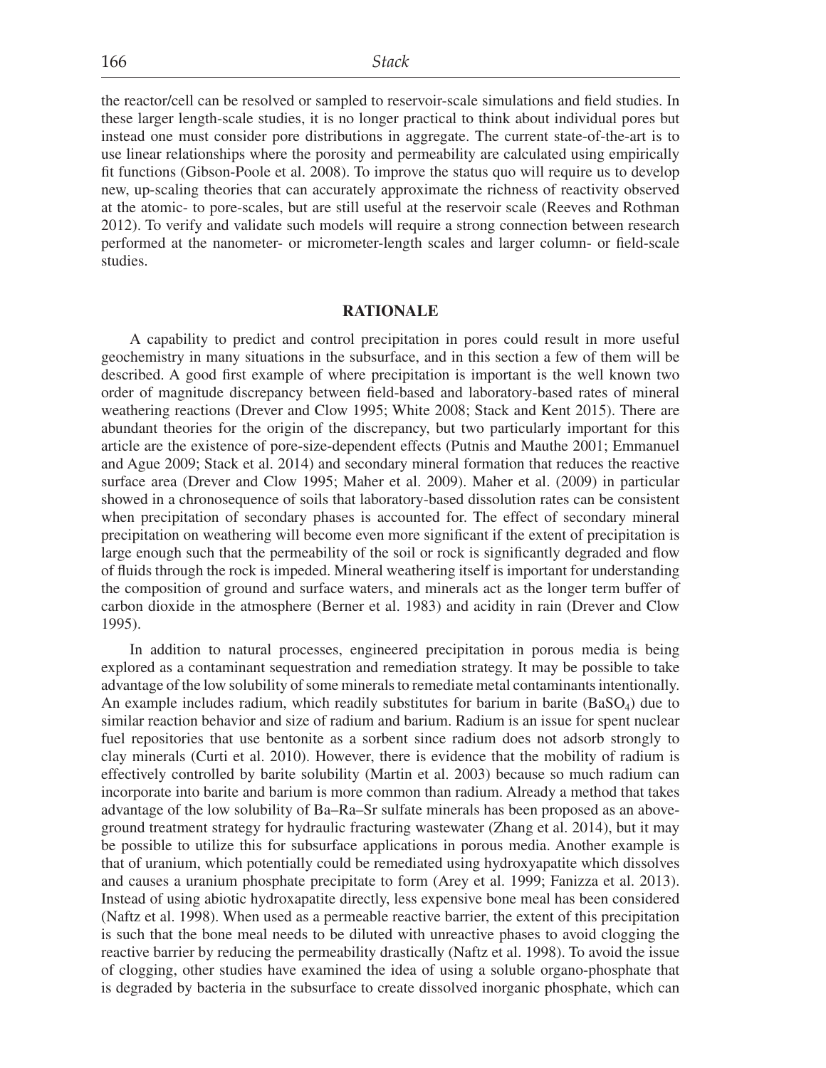the reactor/cell can be resolved or sampled to reservoir-scale simulations and field studies. In these larger length-scale studies, it is no longer practical to think about individual pores but instead one must consider pore distributions in aggregate. The current state-of-the-art is to use linear relationships where the porosity and permeability are calculated using empirically fit functions (Gibson-Poole et al. 2008). To improve the status quo will require us to develop new, up-scaling theories that can accurately approximate the richness of reactivity observed at the atomic- to pore-scales, but are still useful at the reservoir scale (Reeves and Rothman 2012). To verify and validate such models will require a strong connection between research performed at the nanometer- or micrometer-length scales and larger column- or field-scale studies.

## RATIONALE

A capability to predict and control precipitation in pores could result in more useful geochemistry in many situations in the subsurface, and in this section a few of them will be described. A good first example of where precipitation is important is the well known two order of magnitude discrepancy between field-based and laboratory-based rates of mineral weathering reactions (Drever and Clow 1995; White 2008; Stack and Kent 2015). There are abundant theories for the origin of the discrepancy, but two particularly important for this article are the existence of pore-size-dependent effects (Putnis and Mauthe 2001; Emmanuel and Ague 2009; Stack et al. 2014) and secondary mineral formation that reduces the reactive surface area (Drever and Clow 1995; Maher et al. 2009). Maher et al. (2009) in particular showed in a chronosequence of soils that laboratory-based dissolution rates can be consistent when precipitation of secondary phases is accounted for. The effect of secondary mineral precipitation on weathering will become even more significant if the extent of precipitation is large enough such that the permeability of the soil or rock is significantly degraded and flow of fluids through the rock is impeded. Mineral weathering itself is important for understanding the composition of ground and surface waters, and minerals act as the longer term buffer of carbon dioxide in the atmosphere (Berner et al. 1983) and acidity in rain (Drever and Clow 1995).

In addition to natural processes, engineered precipitation in porous media is being explored as a contaminant sequestration and remediation strategy. It may be possible to take advantage of the low solubility of some minerals to remediate metal contaminants intentionally. An example includes radium, which readily substitutes for barium in barite ($BaSO_4$) due to similar reaction behavior and size of radium and barium. Radium is an issue for spent nuclear fuel repositories that use bentonite as a sorbent since radium does not adsorb strongly to clay minerals (Curti et al. 2010). However, there is evidence that the mobility of radium is effectively controlled by barite solubility (Martin et al. 2003) because so much radium can incorporate into barite and barium is more common than radium. Already a method that takes advantage of the low solubility of Ba–Ra–Sr sulfate minerals has been proposed as an above-ground treatment strategy for hydraulic fracturing wastewater (Zhang et al. 2014), but it may be possible to utilize this for subsurface applications in porous media. Another example is that of uranium, which potentially could be remediated using hydroxyapatite which dissolves and causes a uranium phosphate precipitate to form (Arey et al. 1999; Fanizza et al. 2013). Instead of using abiotic hydroxapatite directly, less expensive bone meal has been considered (Naftz et al. 1998). When used as a permeable reactive barrier, the extent of this precipitation is such that the bone meal needs to be diluted with unreactive phases to avoid clogging the reactive barrier by reducing the permeability drastically (Naftz et al. 1998). To avoid the issue of clogging, other studies have examined the idea of using a soluble organo-phosphate that is degraded by bacteria in the subsurface to create dissolved inorganic phosphate, which can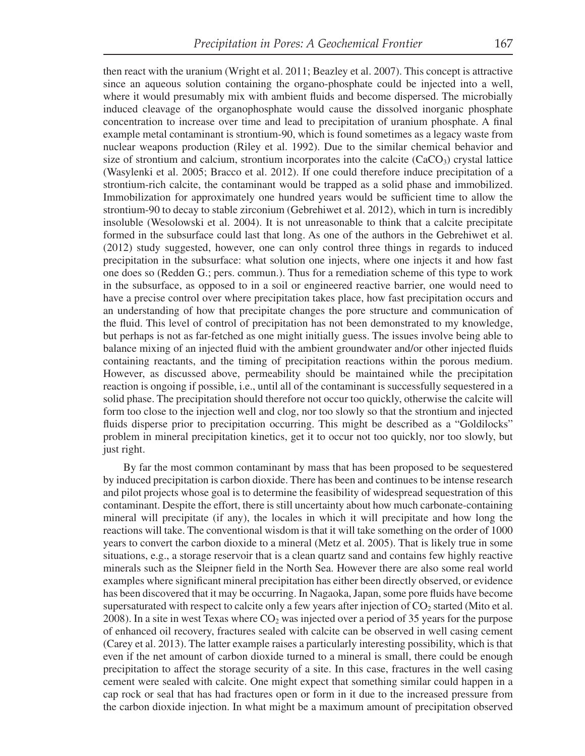then react with the uranium (Wright et al. 2011; Beazley et al. 2007). This concept is attractive since an aqueous solution containing the organo-phosphate could be injected into a well, where it would presumably mix with ambient fluids and become dispersed. The microbially induced cleavage of the organophosphate would cause the dissolved inorganic phosphate concentration to increase over time and lead to precipitation of uranium phosphate. A final example metal contaminant is strontium-90, which is found sometimes as a legacy waste from nuclear weapons production (Riley et al. 1992). Due to the similar chemical behavior and size of strontium and calcium, strontium incorporates into the calcite ($CaCO_3$) crystal lattice (Wasylenki et al. 2005; Bracco et al. 2012). If one could therefore induce precipitation of a strontium-rich calcite, the contaminant would be trapped as a solid phase and immobilized. Immobilization for approximately one hundred years would be sufficient time to allow the strontium-90 to decay to stable zirconium (Gebrehiwet et al. 2012), which in turn is incredibly insoluble (Wesolowski et al. 2004). It is not unreasonable to think that a calcite precipitate formed in the subsurface could last that long. As one of the authors in the Gebrehiwet et al. (2012) study suggested, however, one can only control three things in regards to induced precipitation in the subsurface: what solution one injects, where one injects it and how fast one does so (Redden G.; pers. commun.). Thus for a remediation scheme of this type to work in the subsurface, as opposed to in a soil or engineered reactive barrier, one would need to have a precise control over where precipitation takes place, how fast precipitation occurs and an understanding of how that precipitate changes the pore structure and communication of the fluid. This level of control of precipitation has not been demonstrated to my knowledge, but perhaps is not as far-fetched as one might initially guess. The issues involve being able to balance mixing of an injected fluid with the ambient groundwater and/or other injected fluids containing reactants, and the timing of precipitation reactions within the porous medium. However, as discussed above, permeability should be maintained while the precipitation reaction is ongoing if possible, i.e., until all of the contaminant is successfully sequestered in a solid phase. The precipitation should therefore not occur too quickly, otherwise the calcite will form too close to the injection well and clog, nor too slowly so that the strontium and injected fluids disperse prior to precipitation occurring. This might be described as a "Goldilocks" problem in mineral precipitation kinetics, get it to occur not too quickly, nor too slowly, but just right.

By far the most common contaminant by mass that has been proposed to be sequestered by induced precipitation is carbon dioxide. There has been and continues to be intense research and pilot projects whose goal is to determine the feasibility of widespread sequestration of this contaminant. Despite the effort, there is still uncertainty about how much carbonate-containing mineral will precipitate (if any), the locales in which it will precipitate and how long the reactions will take. The conventional wisdom is that it will take something on the order of 1000 years to convert the carbon dioxide to a mineral (Metz et al. 2005). That is likely true in some situations, e.g., a storage reservoir that is a clean quartz sand and contains few highly reactive minerals such as the Sleipner field in the North Sea. However there are also some real world examples where significant mineral precipitation has either been directly observed, or evidence has been discovered that it may be occurring. In Nagaoka, Japan, some pore fluids have become supersaturated with respect to calcite only a few years after injection of $CO_2$ started (Mito et al. 2008). In a site in west Texas where $CO_2$ was injected over a period of 35 years for the purpose of enhanced oil recovery, fractures sealed with calcite can be observed in well casing cement (Carey et al. 2013). The latter example raises a particularly interesting possibility, which is that even if the net amount of carbon dioxide turned to a mineral is small, there could be enough precipitation to affect the storage security of a site. In this case, fractures in the well casing cement were sealed with calcite. One might expect that something similar could happen in a cap rock or seal that has had fractures open or form in it due to the increased pressure from the carbon dioxide injection. In what might be a maximum amount of precipitation observed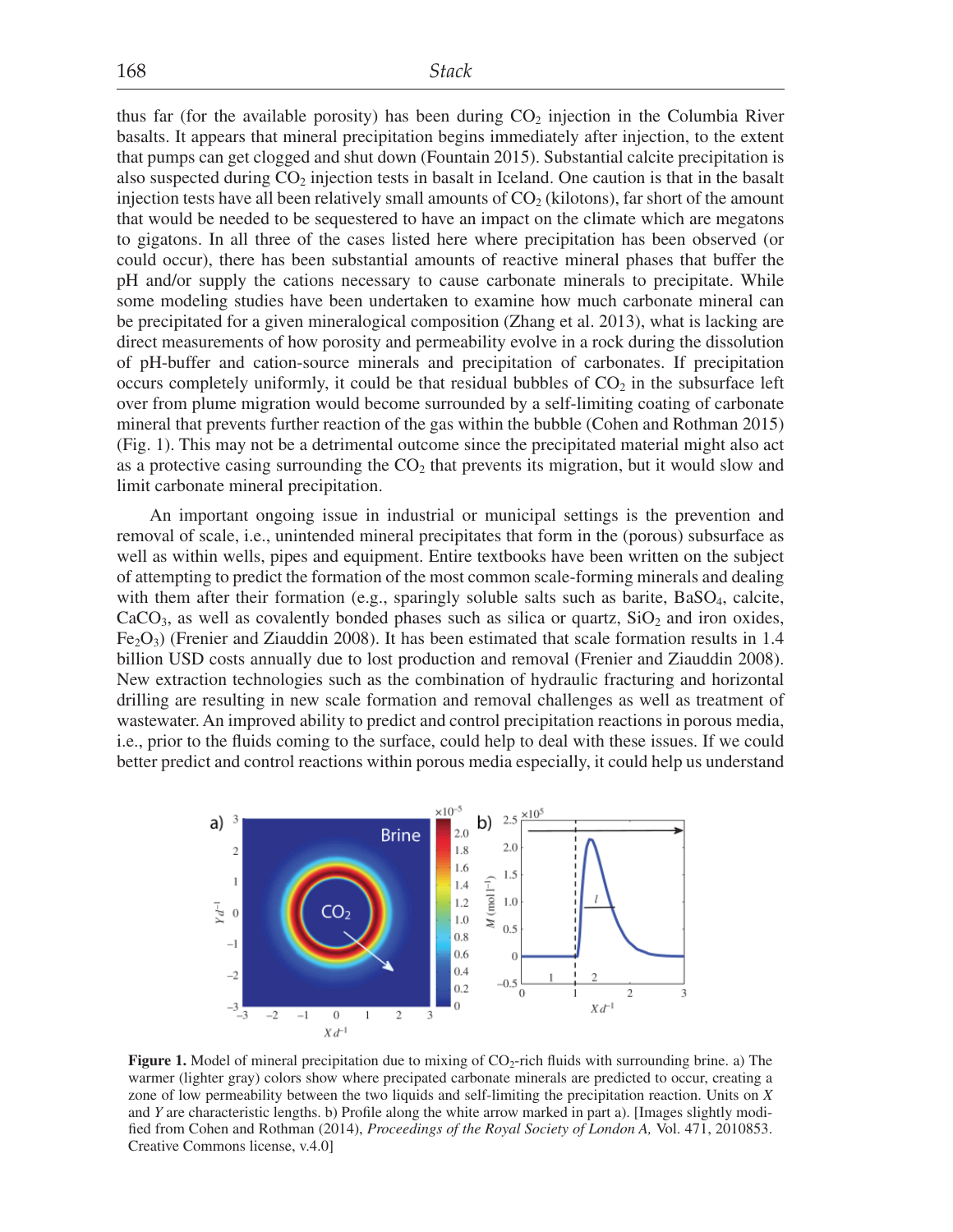thus far (for the available porosity) has been during $CO_2$ injection in the Columbia River basalts. It appears that mineral precipitation begins immediately after injection, to the extent that pumps can get clogged and shut down (Fountain 2015). Substantial calcite precipitation is also suspected during $CO_2$ injection tests in basalt in Iceland. One caution is that in the basalt injection tests have all been relatively small amounts of $CO_2$ (kilotons), far short of the amount that would be needed to be sequestered to have an impact on the climate which are megatons to gigatons. In all three of the cases listed here where precipitation has been observed (or could occur), there has been substantial amounts of reactive mineral phases that buffer the pH and/or supply the cations necessary to cause carbonate minerals to precipitate. While some modeling studies have been undertaken to examine how much carbonate mineral can be precipitated for a given mineralogical composition (Zhang et al. 2013), what is lacking are direct measurements of how porosity and permeability evolve in a rock during the dissolution of pH-buffer and cation-source minerals and precipitation of carbonates. If precipitation occurs completely uniformly, it could be that residual bubbles of $CO_2$ in the subsurface left over from plume migration would become surrounded by a self-limiting coating of carbonate mineral that prevents further reaction of the gas within the bubble (Cohen and Rothman 2015) (Fig. 1). This may not be a detrimental outcome since the precipitated material might also act as a protective casing surrounding the $CO_2$ that prevents its migration, but it would slow and limit carbonate mineral precipitation.

An important ongoing issue in industrial or municipal settings is the prevention and removal of scale, i.e., unintended mineral precipitates that form in the (porous) subsurface as well as within wells, pipes and equipment. Entire textbooks have been written on the subject of attempting to predict the formation of the most common scale-forming minerals and dealing with them after their formation (e.g., sparingly soluble salts such as barite, $BaSO_4$, calcite, $CaCO_3$, as well as covalently bonded phases such as silica or quartz, $SiO_2$ and iron oxides, $Fe_2O_3$) (Frenier and Ziauddin 2008). It has been estimated that scale formation results in 1.4 billion USD costs annually due to lost production and removal (Frenier and Ziauddin 2008). New extraction technologies such as the combination of hydraulic fracturing and horizontal drilling are resulting in new scale formation and removal challenges as well as treatment of wastewater. An improved ability to predict and control precipitation reactions in porous media, i.e., prior to the fluids coming to the surface, could help to deal with these issues. If we could better predict and control reactions within porous media especially, it could help us understand

**Figure 1.** Model of mineral precipitation due to mixing of $CO_2$-rich fluids with surrounding brine. a) The warmer (lighter gray) colors show where precipated carbonate minerals are predicted to occur, creating a zone of low permeability between the two liquids and self-limiting the precipitation reaction. Units on $X$ and $Y$ are characteristic lengths. b) Profile along the white arrow marked in part a). [Images slightly modified from Cohen and Rothman (2014), *Proceedings of the Royal Society of London A,* Vol. 471, 2010853. Creative Commons license, v.4.0]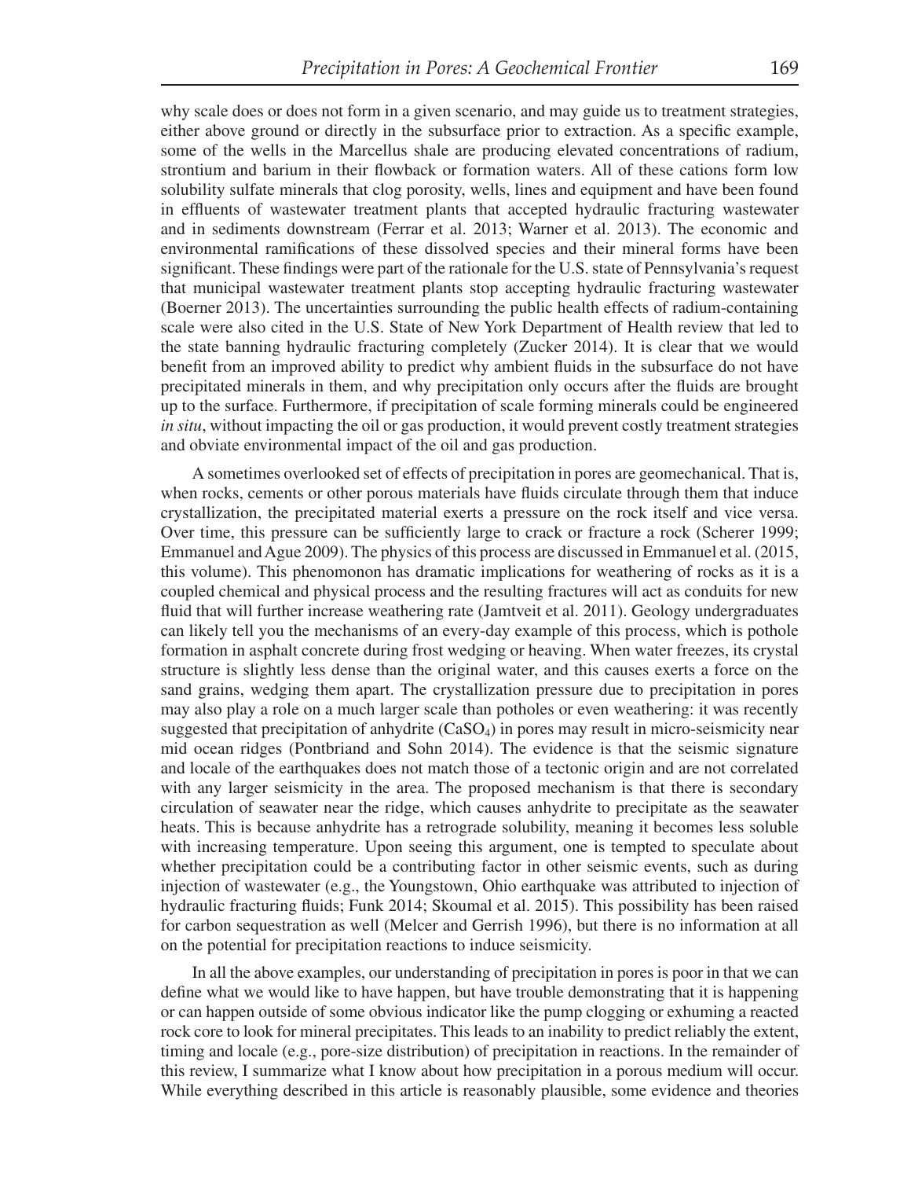why scale does or does not form in a given scenario, and may guide us to treatment strategies, either above ground or directly in the subsurface prior to extraction. As a specific example, some of the wells in the Marcellus shale are producing elevated concentrations of radium, strontium and barium in their flowback or formation waters. All of these cations form low solubility sulfate minerals that clog porosity, wells, lines and equipment and have been found in effluents of wastewater treatment plants that accepted hydraulic fracturing wastewater and in sediments downstream (Ferrar et al. 2013; Warner et al. 2013). The economic and environmental ramifications of these dissolved species and their mineral forms have been significant. These findings were part of the rationale for the U.S. state of Pennsylvania's request that municipal wastewater treatment plants stop accepting hydraulic fracturing wastewater (Boerner 2013). The uncertainties surrounding the public health effects of radium-containing scale were also cited in the U.S. State of New York Department of Health review that led to the state banning hydraulic fracturing completely (Zucker 2014). It is clear that we would benefit from an improved ability to predict why ambient fluids in the subsurface do not have precipitated minerals in them, and why precipitation only occurs after the fluids are brought up to the surface. Furthermore, if precipitation of scale forming minerals could be engineered *in situ*, without impacting the oil or gas production, it would prevent costly treatment strategies and obviate environmental impact of the oil and gas production.

A sometimes overlooked set of effects of precipitation in pores are geomechanical. That is, when rocks, cements or other porous materials have fluids circulate through them that induce crystallization, the precipitated material exerts a pressure on the rock itself and vice versa. Over time, this pressure can be sufficiently large to crack or fracture a rock (Scherer 1999; Emmanuel and Ague 2009). The physics of this process are discussed in Emmanuel et al. (2015, this volume). This phenomonon has dramatic implications for weathering of rocks as it is a coupled chemical and physical process and the resulting fractures will act as conduits for new fluid that will further increase weathering rate (Jamtveit et al. 2011). Geology undergraduates can likely tell you the mechanisms of an every-day example of this process, which is pothole formation in asphalt concrete during frost wedging or heaving. When water freezes, its crystal structure is slightly less dense than the original water, and this causes exerts a force on the sand grains, wedging them apart. The crystallization pressure due to precipitation in pores may also play a role on a much larger scale than potholes or even weathering: it was recently suggested that precipitation of anhydrite ($CaSO_4$) in pores may result in micro-seismicity near mid ocean ridges (Pontbriand and Sohn 2014). The evidence is that the seismic signature and locale of the earthquakes does not match those of a tectonic origin and are not correlated with any larger seismicity in the area. The proposed mechanism is that there is secondary circulation of seawater near the ridge, which causes anhydrite to precipitate as the seawater heats. This is because anhydrite has a retrograde solubility, meaning it becomes less soluble with increasing temperature. Upon seeing this argument, one is tempted to speculate about whether precipitation could be a contributing factor in other seismic events, such as during injection of wastewater (e.g., the Youngstown, Ohio earthquake was attributed to injection of hydraulic fracturing fluids; Funk 2014; Skoumal et al. 2015). This possibility has been raised for carbon sequestration as well (Melcer and Gerrish 1996), but there is no information at all on the potential for precipitation reactions to induce seismicity.

In all the above examples, our understanding of precipitation in pores is poor in that we can define what we would like to have happen, but have trouble demonstrating that it is happening or can happen outside of some obvious indicator like the pump clogging or exhuming a reacted rock core to look for mineral precipitates. This leads to an inability to predict reliably the extent, timing and locale (e.g., pore-size distribution) of precipitation in reactions. In the remainder of this review, I summarize what I know about how precipitation in a porous medium will occur. While everything described in this article is reasonably plausible, some evidence and theories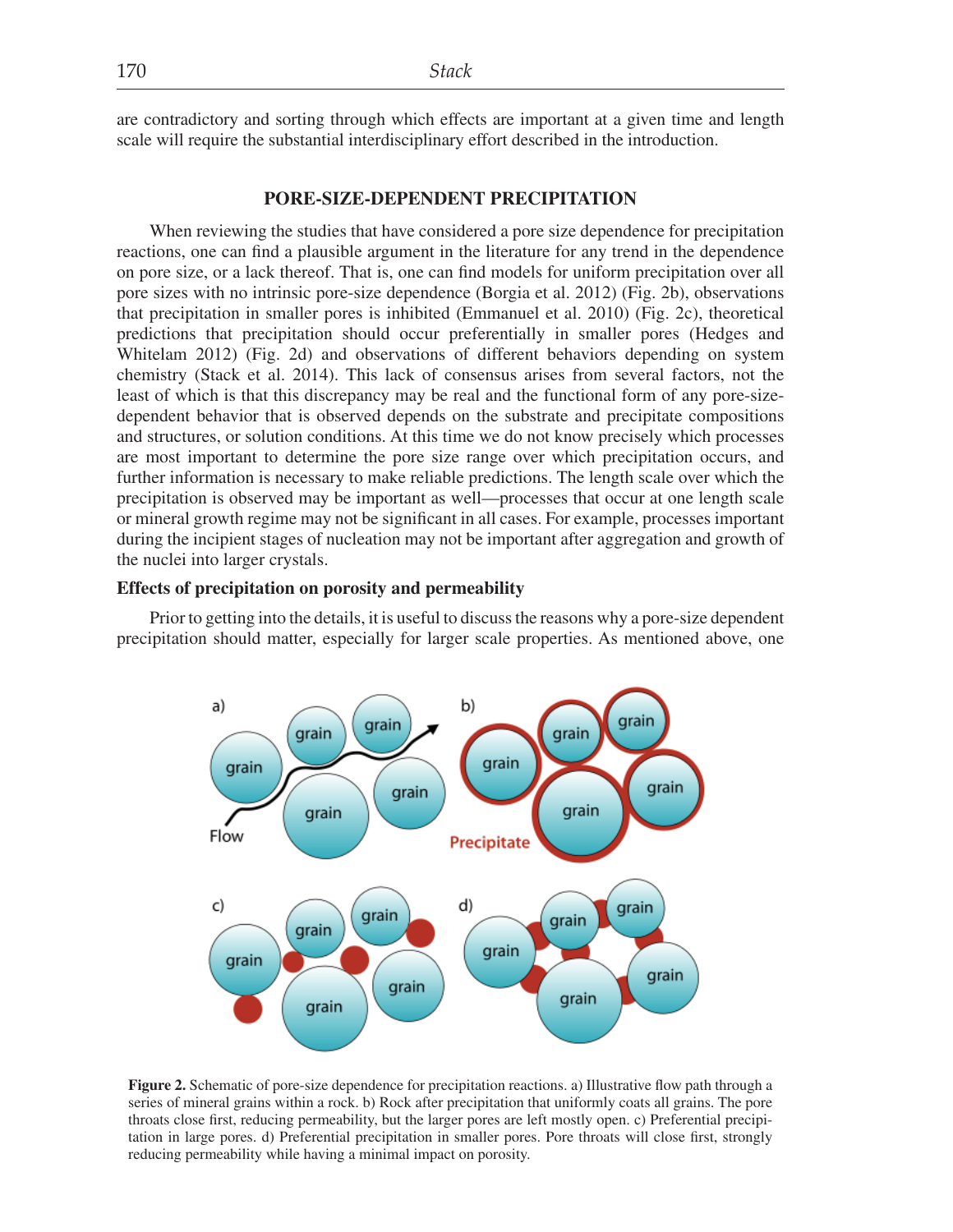are contradictory and sorting through which effects are important at a given time and length scale will require the substantial interdisciplinary effort described in the introduction.

## PORE-SIZE-DEPENDENT PRECIPITATION

When reviewing the studies that have considered a pore size dependence for precipitation reactions, one can find a plausible argument in the literature for any trend in the dependence on pore size, or a lack thereof. That is, one can find models for uniform precipitation over all pore sizes with no intrinsic pore-size dependence (Borgia et al. 2012) (Fig. 2b), observations that precipitation in smaller pores is inhibited (Emmanuel et al. 2010) (Fig. 2c), theoretical predictions that precipitation should occur preferentially in smaller pores (Hedges and Whitelam 2012) (Fig. 2d) and observations of different behaviors depending on system chemistry (Stack et al. 2014). This lack of consensus arises from several factors, not the least of which is that this discrepancy may be real and the functional form of any pore-size-dependent behavior that is observed depends on the substrate and precipitate compositions and structures, or solution conditions. At this time we do not know precisely which processes are most important to determine the pore size range over which precipitation occurs, and further information is necessary to make reliable predictions. The length scale over which the precipitation is observed may be important as well—processes that occur at one length scale or mineral growth regime may not be significant in all cases. For example, processes important during the incipient stages of nucleation may not be important after aggregation and growth of the nuclei into larger crystals.

### Effects of precipitation on porosity and permeability

Prior to getting into the details, it is useful to discuss the reasons why a pore-size dependent precipitation should matter, especially for larger scale properties. As mentioned above, one

**Figure 2.** Schematic of pore-size dependence for precipitation reactions. a) Illustrative flow path through a series of mineral grains within a rock. b) Rock after precipitation that uniformly coats all grains. The pore throats close first, reducing permeability, but the larger pores are left mostly open. c) Preferential precipitation in large pores. d) Preferential precipitation in smaller pores. Pore throats will close first, strongly reducing permeability while having a minimal impact on porosity.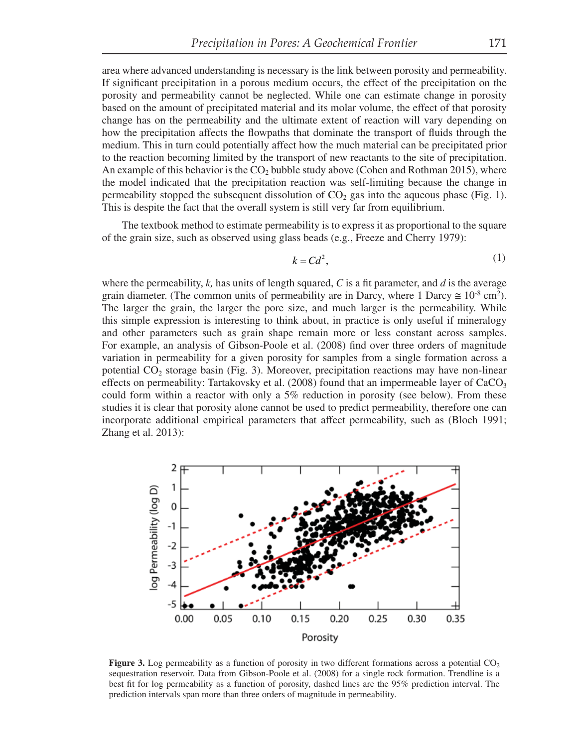area where advanced understanding is necessary is the link between porosity and permeability. If significant precipitation in a porous medium occurs, the effect of the precipitation on the porosity and permeability cannot be neglected. While one can estimate change in porosity based on the amount of precipitated material and its molar volume, the effect of that porosity change has on the permeability and the ultimate extent of reaction will vary depending on how the precipitation affects the flowpaths that dominate the transport of fluids through the medium. This in turn could potentially affect how the much material can be precipitated prior to the reaction becoming limited by the transport of new reactants to the site of precipitation. An example of this behavior is the $CO_2$ bubble study above (Cohen and Rothman 2015), where the model indicated that the precipitation reaction was self-limiting because the change in permeability stopped the subsequent dissolution of $CO_2$ gas into the aqueous phase (Fig. 1). This is despite the fact that the overall system is still very far from equilibrium.

The textbook method to estimate permeability is to express it as proportional to the square of the grain size, such as observed using glass beads (e.g., Freeze and Cherry 1979):

$$k = Cd^2, \tag{1}$$

where the permeability, $k$, has units of length squared, $C$ is a fit parameter, and $d$ is the average grain diameter. (The common units of permeability are in Darcy, where 1 Darcy $\cong 10^{-8}$ cm$^2$). The larger the grain, the larger the pore size, and much larger is the permeability. While this simple expression is interesting to think about, in practice is only useful if mineralogy and other parameters such as grain shape remain more or less constant across samples. For example, an analysis of Gibson-Poole et al. (2008) find over three orders of magnitude variation in permeability for a given porosity for samples from a single formation across a potential $CO_2$ storage basin (Fig. 3). Moreover, precipitation reactions may have non-linear effects on permeability: Tartakovsky et al. (2008) found that an impermeable layer of $CaCO_3$ could form within a reactor with only a 5% reduction in porosity (see below). From these studies it is clear that porosity alone cannot be used to predict permeability, therefore one can incorporate additional empirical parameters that affect permeability, such as (Bloch 1991; Zhang et al. 2013):

**Figure 3.** Log permeability as a function of porosity in two different formations across a potential $CO_2$ sequestration reservoir. Data from Gibson-Poole et al. (2008) for a single rock formation. Trendline is a best fit for log permeability as a function of porosity, dashed lines are the 95% prediction interval. The prediction intervals span more than three orders of magnitude in permeability.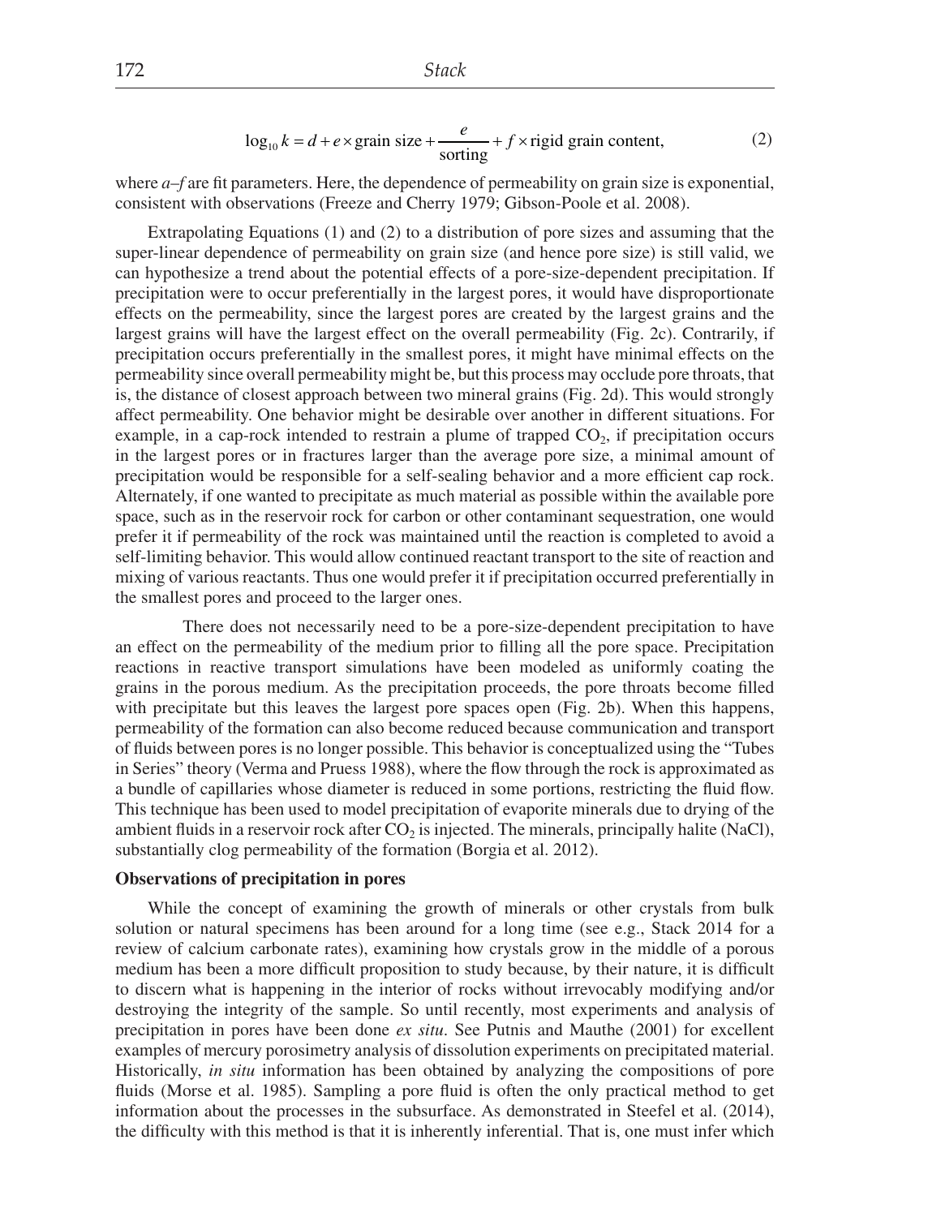$$\log_{10} k = d + e \times \text{grain size} + \frac{e}{\text{sorting}} + f \times \text{rigid grain content}, \tag{2}$$

where *a*–*f* are fit parameters. Here, the dependence of permeability on grain size is exponential, consistent with observations (Freeze and Cherry 1979; Gibson-Poole et al. 2008).

Extrapolating Equations (1) and (2) to a distribution of pore sizes and assuming that the super-linear dependence of permeability on grain size (and hence pore size) is still valid, we can hypothesize a trend about the potential effects of a pore-size-dependent precipitation. If precipitation were to occur preferentially in the largest pores, it would have disproportionate effects on the permeability, since the largest pores are created by the largest grains and the largest grains will have the largest effect on the overall permeability (Fig. 2c). Contrarily, if precipitation occurs preferentially in the smallest pores, it might have minimal effects on the permeability since overall permeability might be, but this process may occlude pore throats, that is, the distance of closest approach between two mineral grains (Fig. 2d). This would strongly affect permeability. One behavior might be desirable over another in different situations. For example, in a cap-rock intended to restrain a plume of trapped $CO_2$, if precipitation occurs in the largest pores or in fractures larger than the average pore size, a minimal amount of precipitation would be responsible for a self-sealing behavior and a more efficient cap rock. Alternately, if one wanted to precipitate as much material as possible within the available pore space, such as in the reservoir rock for carbon or other contaminant sequestration, one would prefer it if permeability of the rock was maintained until the reaction is completed to avoid a self-limiting behavior. This would allow continued reactant transport to the site of reaction and mixing of various reactants. Thus one would prefer it if precipitation occurred preferentially in the smallest pores and proceed to the larger ones.

There does not necessarily need to be a pore-size-dependent precipitation to have an effect on the permeability of the medium prior to filling all the pore space. Precipitation reactions in reactive transport simulations have been modeled as uniformly coating the grains in the porous medium. As the precipitation proceeds, the pore throats become filled with precipitate but this leaves the largest pore spaces open (Fig. 2b). When this happens, permeability of the formation can also become reduced because communication and transport of fluids between pores is no longer possible. This behavior is conceptualized using the "Tubes in Series" theory (Verma and Pruess 1988), where the flow through the rock is approximated as a bundle of capillaries whose diameter is reduced in some portions, restricting the fluid flow. This technique has been used to model precipitation of evaporite minerals due to drying of the ambient fluids in a reservoir rock after $CO_2$ is injected. The minerals, principally halite (NaCl), substantially clog permeability of the formation (Borgia et al. 2012).

### Observations of precipitation in pores

While the concept of examining the growth of minerals or other crystals from bulk solution or natural specimens has been around for a long time (see e.g., Stack 2014 for a review of calcium carbonate rates), examining how crystals grow in the middle of a porous medium has been a more difficult proposition to study because, by their nature, it is difficult to discern what is happening in the interior of rocks without irrevocably modifying and/or destroying the integrity of the sample. So until recently, most experiments and analysis of precipitation in pores have been done *ex situ*. See Putnis and Mauthe (2001) for excellent examples of mercury porosimetry analysis of dissolution experiments on precipitated material. Historically, *in situ* information has been obtained by analyzing the compositions of pore fluids (Morse et al. 1985). Sampling a pore fluid is often the only practical method to get information about the processes in the subsurface. As demonstrated in Steefel et al. (2014), the difficulty with this method is that it is inherently inferential. That is, one must infer which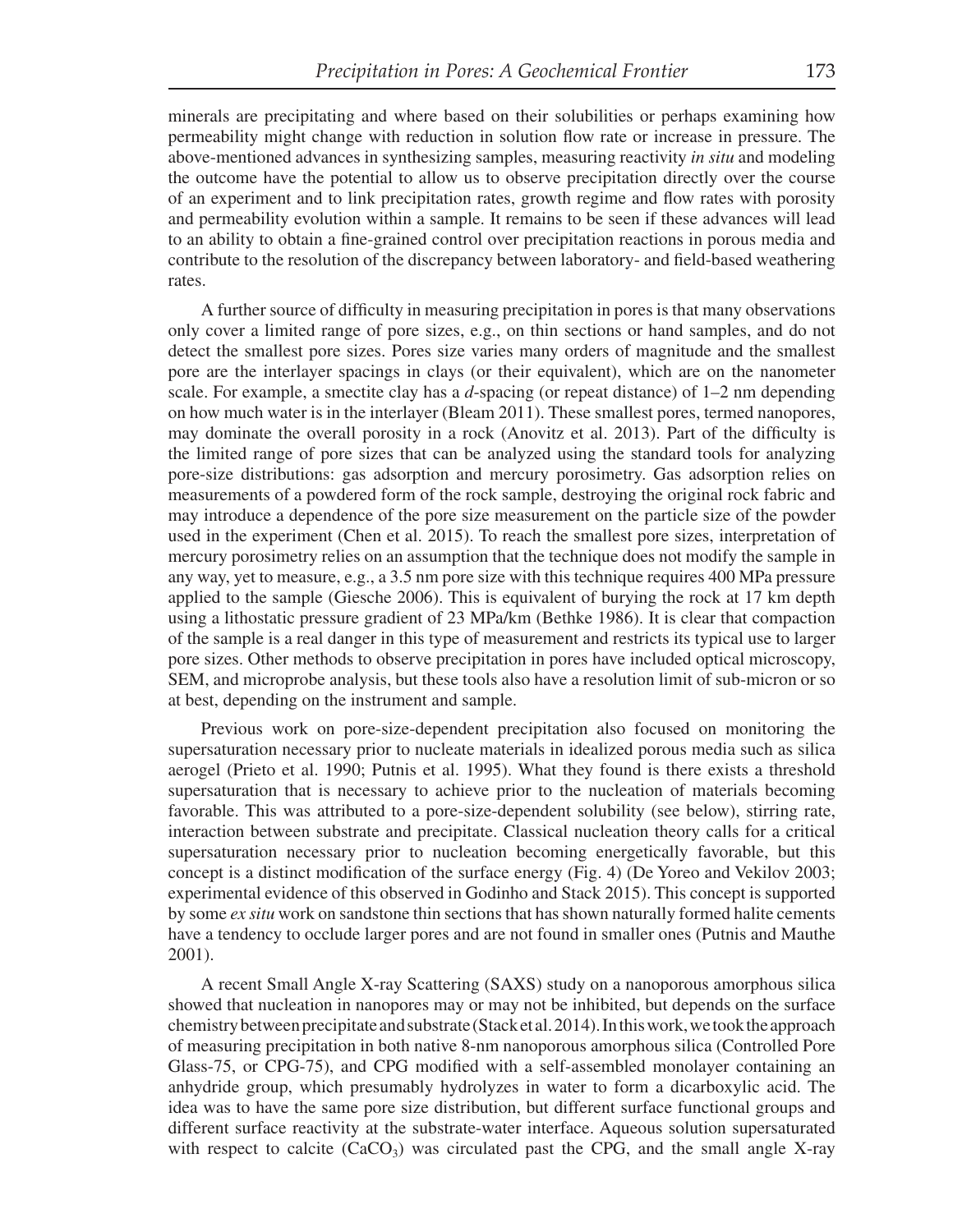minerals are precipitating and where based on their solubilities or perhaps examining how permeability might change with reduction in solution flow rate or increase in pressure. The above-mentioned advances in synthesizing samples, measuring reactivity *in situ* and modeling the outcome have the potential to allow us to observe precipitation directly over the course of an experiment and to link precipitation rates, growth regime and flow rates with porosity and permeability evolution within a sample. It remains to be seen if these advances will lead to an ability to obtain a fine-grained control over precipitation reactions in porous media and contribute to the resolution of the discrepancy between laboratory- and field-based weathering rates.

A further source of difficulty in measuring precipitation in pores is that many observations only cover a limited range of pore sizes, e.g., on thin sections or hand samples, and do not detect the smallest pore sizes. Pores size varies many orders of magnitude and the smallest pore are the interlayer spacings in clays (or their equivalent), which are on the nanometer scale. For example, a smectite clay has a *d*-spacing (or repeat distance) of 1–2 nm depending on how much water is in the interlayer (Bleam 2011). These smallest pores, termed nanopores, may dominate the overall porosity in a rock (Anovitz et al. 2013). Part of the difficulty is the limited range of pore sizes that can be analyzed using the standard tools for analyzing pore-size distributions: gas adsorption and mercury porosimetry. Gas adsorption relies on measurements of a powdered form of the rock sample, destroying the original rock fabric and may introduce a dependence of the pore size measurement on the particle size of the powder used in the experiment (Chen et al. 2015). To reach the smallest pore sizes, interpretation of mercury porosimetry relies on an assumption that the technique does not modify the sample in any way, yet to measure, e.g., a 3.5 nm pore size with this technique requires 400 MPa pressure applied to the sample (Giesche 2006). This is equivalent of burying the rock at 17 km depth using a lithostatic pressure gradient of 23 MPa/km (Bethke 1986). It is clear that compaction of the sample is a real danger in this type of measurement and restricts its typical use to larger pore sizes. Other methods to observe precipitation in pores have included optical microscopy, SEM, and microprobe analysis, but these tools also have a resolution limit of sub-micron or so at best, depending on the instrument and sample.

Previous work on pore-size-dependent precipitation also focused on monitoring the supersaturation necessary prior to nucleate materials in idealized porous media such as silica aerogel (Prieto et al. 1990; Putnis et al. 1995). What they found is there exists a threshold supersaturation that is necessary to achieve prior to the nucleation of materials becoming favorable. This was attributed to a pore-size-dependent solubility (see below), stirring rate, interaction between substrate and precipitate. Classical nucleation theory calls for a critical supersaturation necessary prior to nucleation becoming energetically favorable, but this concept is a distinct modification of the surface energy (Fig. 4) (De Yoreo and Vekilov 2003; experimental evidence of this observed in Godinho and Stack 2015). This concept is supported by some *ex situ* work on sandstone thin sections that has shown naturally formed halite cements have a tendency to occlude larger pores and are not found in smaller ones (Putnis and Mauthe 2001).

A recent Small Angle X-ray Scattering (SAXS) study on a nanoporous amorphous silica showed that nucleation in nanopores may or may not be inhibited, but depends on the surface chemistry between precipitate and substrate (Stack et al. 2014). In this work, we took the approach of measuring precipitation in both native 8-nm nanoporous amorphous silica (Controlled Pore Glass-75, or CPG-75), and CPG modified with a self-assembled monolayer containing an anhydride group, which presumably hydrolyzes in water to form a dicarboxylic acid. The idea was to have the same pore size distribution, but different surface functional groups and different surface reactivity at the substrate-water interface. Aqueous solution supersaturated with respect to calcite ($CaCO_3$) was circulated past the CPG, and the small angle X-ray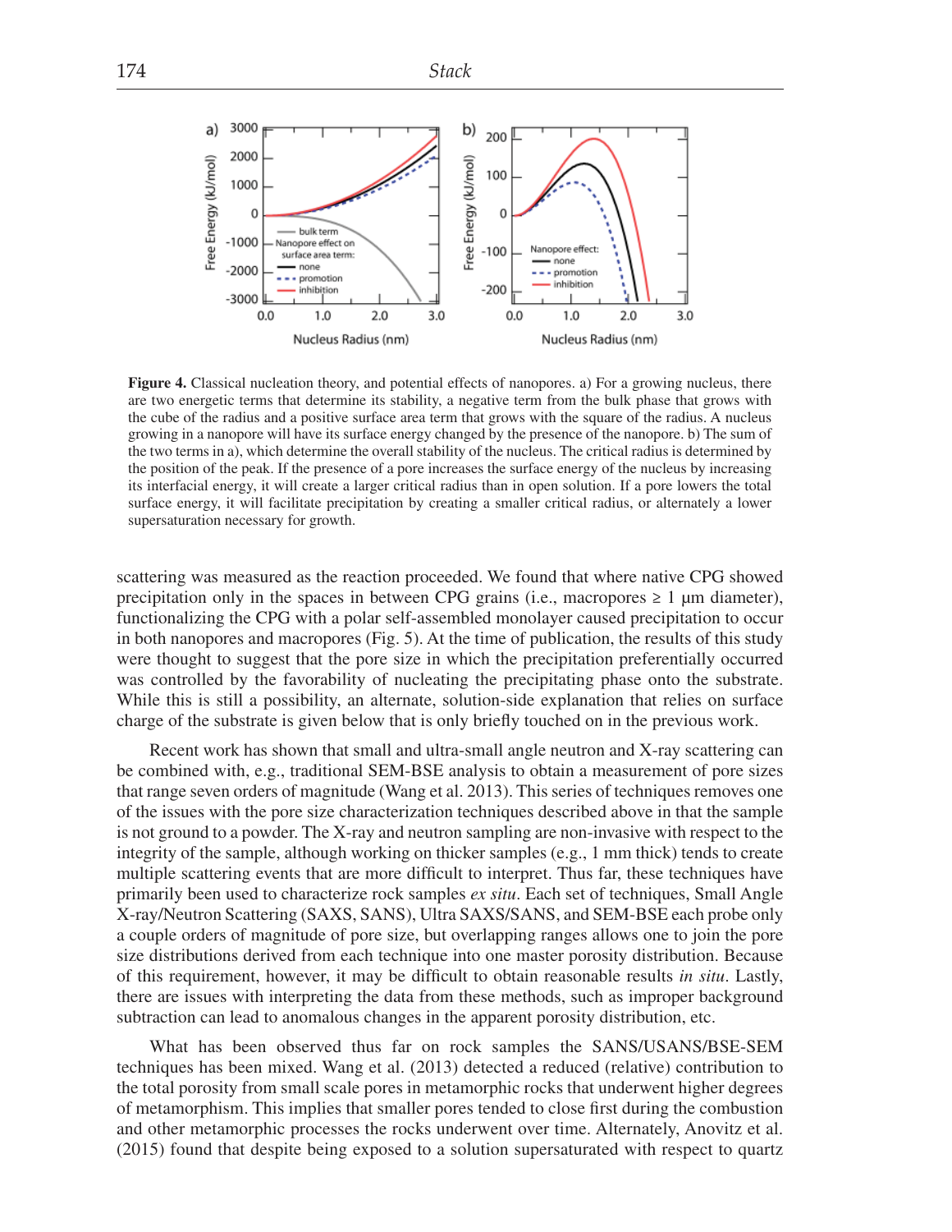**Figure 4.** Classical nucleation theory, and potential effects of nanopores. a) For a growing nucleus, there are two energetic terms that determine its stability, a negative term from the bulk phase that grows with the cube of the radius and a positive surface area term that grows with the square of the radius. A nucleus growing in a nanopore will have its surface energy changed by the presence of the nanopore. b) The sum of the two terms in a), which determine the overall stability of the nucleus. The critical radius is determined by the position of the peak. If the presence of a pore increases the surface energy of the nucleus by increasing its interfacial energy, it will create a larger critical radius than in open solution. If a pore lowers the total surface energy, it will facilitate precipitation by creating a smaller critical radius, or alternately a lower supersaturation necessary for growth.

scattering was measured as the reaction proceeded. We found that where native CPG showed precipitation only in the spaces in between CPG grains (i.e., macropores ≥ 1 μm diameter), functionalizing the CPG with a polar self-assembled monolayer caused precipitation to occur in both nanopores and macropores (Fig. 5). At the time of publication, the results of this study were thought to suggest that the pore size in which the precipitation preferentially occurred was controlled by the favorability of nucleating the precipitating phase onto the substrate. While this is still a possibility, an alternate, solution-side explanation that relies on surface charge of the substrate is given below that is only briefly touched on in the previous work.

Recent work has shown that small and ultra-small angle neutron and X-ray scattering can be combined with, e.g., traditional SEM-BSE analysis to obtain a measurement of pore sizes that range seven orders of magnitude (Wang et al. 2013). This series of techniques removes one of the issues with the pore size characterization techniques described above in that the sample is not ground to a powder. The X-ray and neutron sampling are non-invasive with respect to the integrity of the sample, although working on thicker samples (e.g., 1 mm thick) tends to create multiple scattering events that are more difficult to interpret. Thus far, these techniques have primarily been used to characterize rock samples *ex situ*. Each set of techniques, Small Angle X-ray/Neutron Scattering (SAXS, SANS), Ultra SAXS/SANS, and SEM-BSE each probe only a couple orders of magnitude of pore size, but overlapping ranges allows one to join the pore size distributions derived from each technique into one master porosity distribution. Because of this requirement, however, it may be difficult to obtain reasonable results *in situ*. Lastly, there are issues with interpreting the data from these methods, such as improper background subtraction can lead to anomalous changes in the apparent porosity distribution, etc.

What has been observed thus far on rock samples the SANS/USANS/BSE-SEM techniques has been mixed. Wang et al. (2013) detected a reduced (relative) contribution to the total porosity from small scale pores in metamorphic rocks that underwent higher degrees of metamorphism. This implies that smaller pores tended to close first during the combustion and other metamorphic processes the rocks underwent over time. Alternately, Anovitz et al. (2015) found that despite being exposed to a solution supersaturated with respect to quartz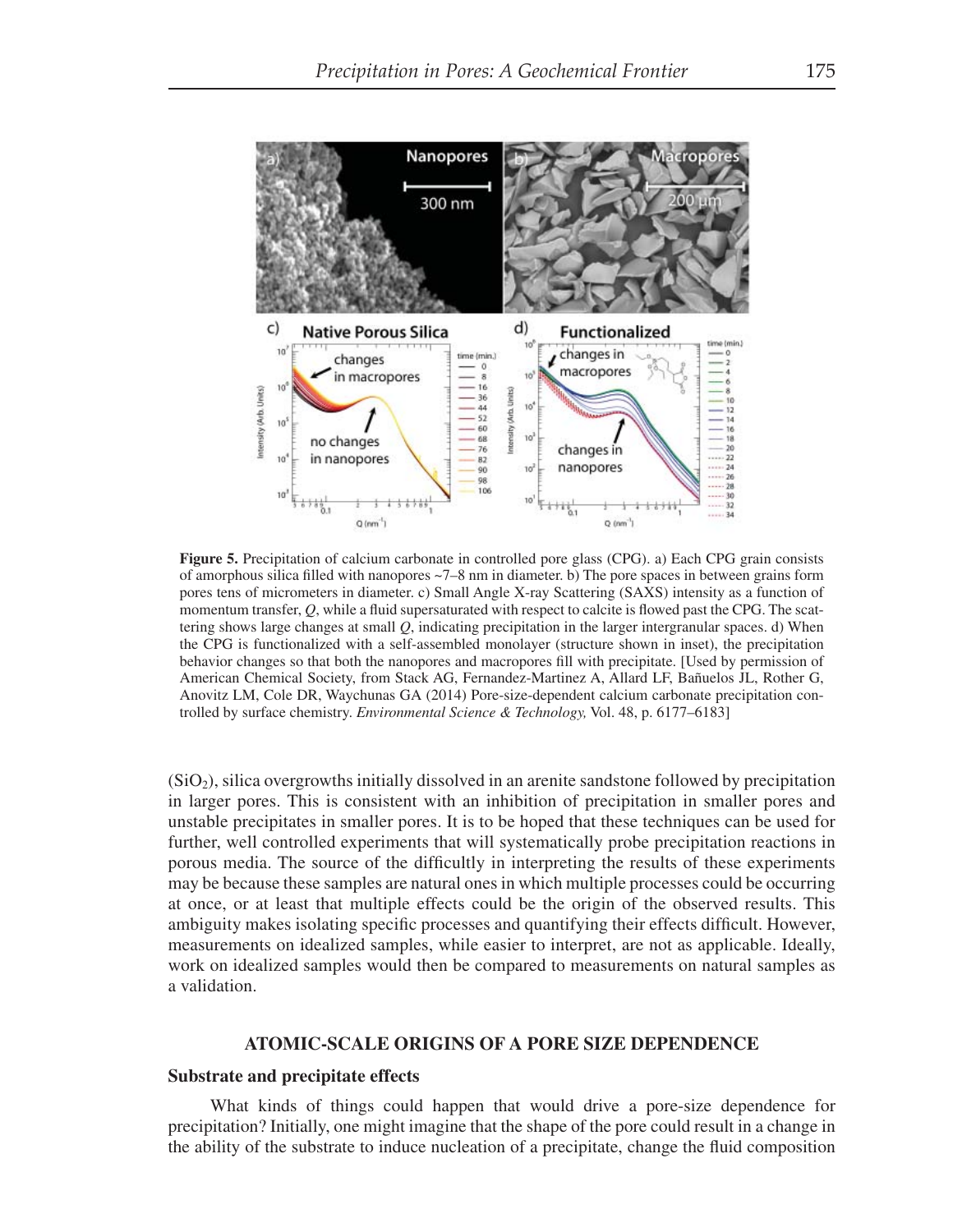**Figure 5.** Precipitation of calcium carbonate in controlled pore glass (CPG). a) Each CPG grain consists of amorphous silica filled with nanopores ~7–8 nm in diameter. b) The pore spaces in between grains form pores tens of micrometers in diameter. c) Small Angle X-ray Scattering (SAXS) intensity as a function of momentum transfer, $Q$, while a fluid supersaturated with respect to calcite is flowed past the CPG. The scattering shows large changes at small $Q$, indicating precipitation in the larger intergranular spaces. d) When the CPG is functionalized with a self-assembled monolayer (structure shown in inset), the precipitation behavior changes so that both the nanopores and macropores fill with precipitate. [Used by permission of American Chemical Society, from Stack AG, Fernandez-Martinez A, Allard LF, Bañuelos JL, Rother G, Anovitz LM, Cole DR, Waychunas GA (2014) Pore-size-dependent calcium carbonate precipitation controlled by surface chemistry. *Environmental Science & Technology,* Vol. 48, p. 6177–6183]

($SiO_2$), silica overgrowths initially dissolved in an arenite sandstone followed by precipitation in larger pores. This is consistent with an inhibition of precipitation in smaller pores and unstable precipitates in smaller pores. It is to be hoped that these techniques can be used for further, well controlled experiments that will systematically probe precipitation reactions in porous media. The source of the difficultly in interpreting the results of these experiments may be because these samples are natural ones in which multiple processes could be occurring at once, or at least that multiple effects could be the origin of the observed results. This ambiguity makes isolating specific processes and quantifying their effects difficult. However, measurements on idealized samples, while easier to interpret, are not as applicable. Ideally, work on idealized samples would then be compared to measurements on natural samples as a validation.

## ATOMIC-SCALE ORIGINS OF A PORE SIZE DEPENDENCE

### Substrate and precipitate effects

What kinds of things could happen that would drive a pore-size dependence for precipitation? Initially, one might imagine that the shape of the pore could result in a change in the ability of the substrate to induce nucleation of a precipitate, change the fluid composition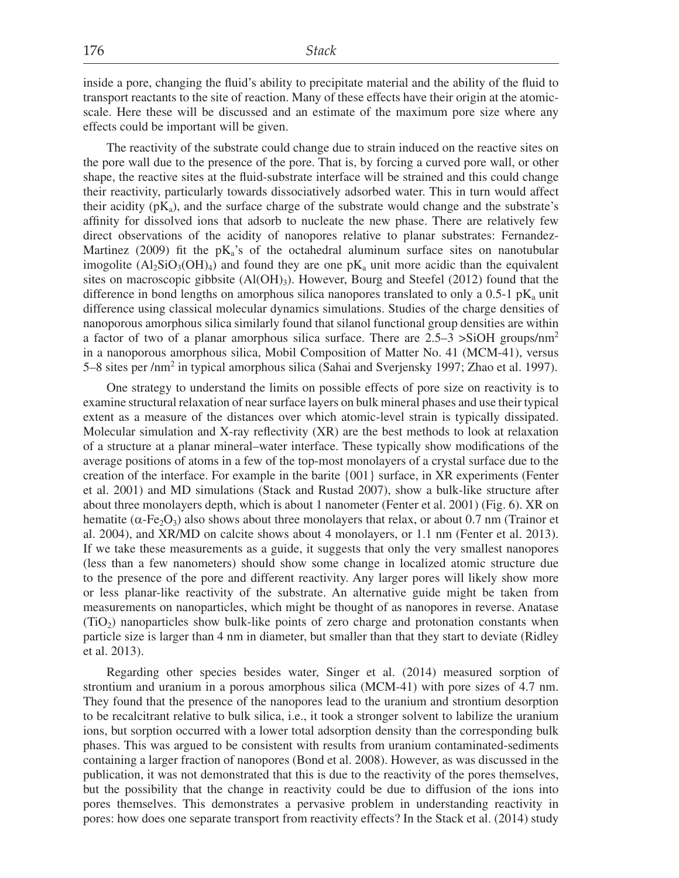inside a pore, changing the fluid's ability to precipitate material and the ability of the fluid to transport reactants to the site of reaction. Many of these effects have their origin at the atomic-scale. Here these will be discussed and an estimate of the maximum pore size where any effects could be important will be given.

The reactivity of the substrate could change due to strain induced on the reactive sites on the pore wall due to the presence of the pore. That is, by forcing a curved pore wall, or other shape, the reactive sites at the fluid-substrate interface will be strained and this could change their reactivity, particularly towards dissociatively adsorbed water. This in turn would affect their acidity ($pK_a$), and the surface charge of the substrate would change and the substrate's affinity for dissolved ions that adsorb to nucleate the new phase. There are relatively few direct observations of the acidity of nanopores relative to planar substrates: Fernandez-Martinez (2009) fit the $pK_a$'s of the octahedral aluminum surface sites on nanotubular imogolite ($Al_2SiO_3(OH)_4$) and found they are one $pK_a$ unit more acidic than the equivalent sites on macroscopic gibbsite ($Al(OH)_3$). However, Bourg and Steefel (2012) found that the difference in bond lengths on amorphous silica nanopores translated to only a 0.5-1 $pK_a$ unit difference using classical molecular dynamics simulations. Studies of the charge densities of nanoporous amorphous silica similarly found that silanol functional group densities are within a factor of two of a planar amorphous silica surface. There are 2.5–3 >SiOH groups/nm$^2$ in a nanoporous amorphous silica, Mobil Composition of Matter No. 41 (MCM-41), versus 5–8 sites per /nm$^2$ in typical amorphous silica (Sahai and Sverjensky 1997; Zhao et al. 1997).

One strategy to understand the limits on possible effects of pore size on reactivity is to examine structural relaxation of near surface layers on bulk mineral phases and use their typical extent as a measure of the distances over which atomic-level strain is typically dissipated. Molecular simulation and X-ray reflectivity (XR) are the best methods to look at relaxation of a structure at a planar mineral–water interface. These typically show modifications of the average positions of atoms in a few of the top-most monolayers of a crystal surface due to the creation of the interface. For example in the barite {001} surface, in XR experiments (Fenter et al. 2001) and MD simulations (Stack and Rustad 2007), show a bulk-like structure after about three monolayers depth, which is about 1 nanometer (Fenter et al. 2001) (Fig. 6). XR on hematite ($\alpha$-$Fe_2O_3$) also shows about three monolayers that relax, or about 0.7 nm (Trainor et al. 2004), and XR/MD on calcite shows about 4 monolayers, or 1.1 nm (Fenter et al. 2013). If we take these measurements as a guide, it suggests that only the very smallest nanopores (less than a few nanometers) should show some change in localized atomic structure due to the presence of the pore and different reactivity. Any larger pores will likely show more or less planar-like reactivity of the substrate. An alternative guide might be taken from measurements on nanoparticles, which might be thought of as nanopores in reverse. Anatase ($TiO_2$) nanoparticles show bulk-like points of zero charge and protonation constants when particle size is larger than 4 nm in diameter, but smaller than that they start to deviate (Ridley et al. 2013).

Regarding other species besides water, Singer et al. (2014) measured sorption of strontium and uranium in a porous amorphous silica (MCM-41) with pore sizes of 4.7 nm. They found that the presence of the nanopores lead to the uranium and strontium desorption to be recalcitrant relative to bulk silica, i.e., it took a stronger solvent to labilize the uranium ions, but sorption occurred with a lower total adsorption density than the corresponding bulk phases. This was argued to be consistent with results from uranium contaminated-sediments containing a larger fraction of nanopores (Bond et al. 2008). However, as was discussed in the publication, it was not demonstrated that this is due to the reactivity of the pores themselves, but the possibility that the change in reactivity could be due to diffusion of the ions into pores themselves. This demonstrates a pervasive problem in understanding reactivity in pores: how does one separate transport from reactivity effects? In the Stack et al. (2014) study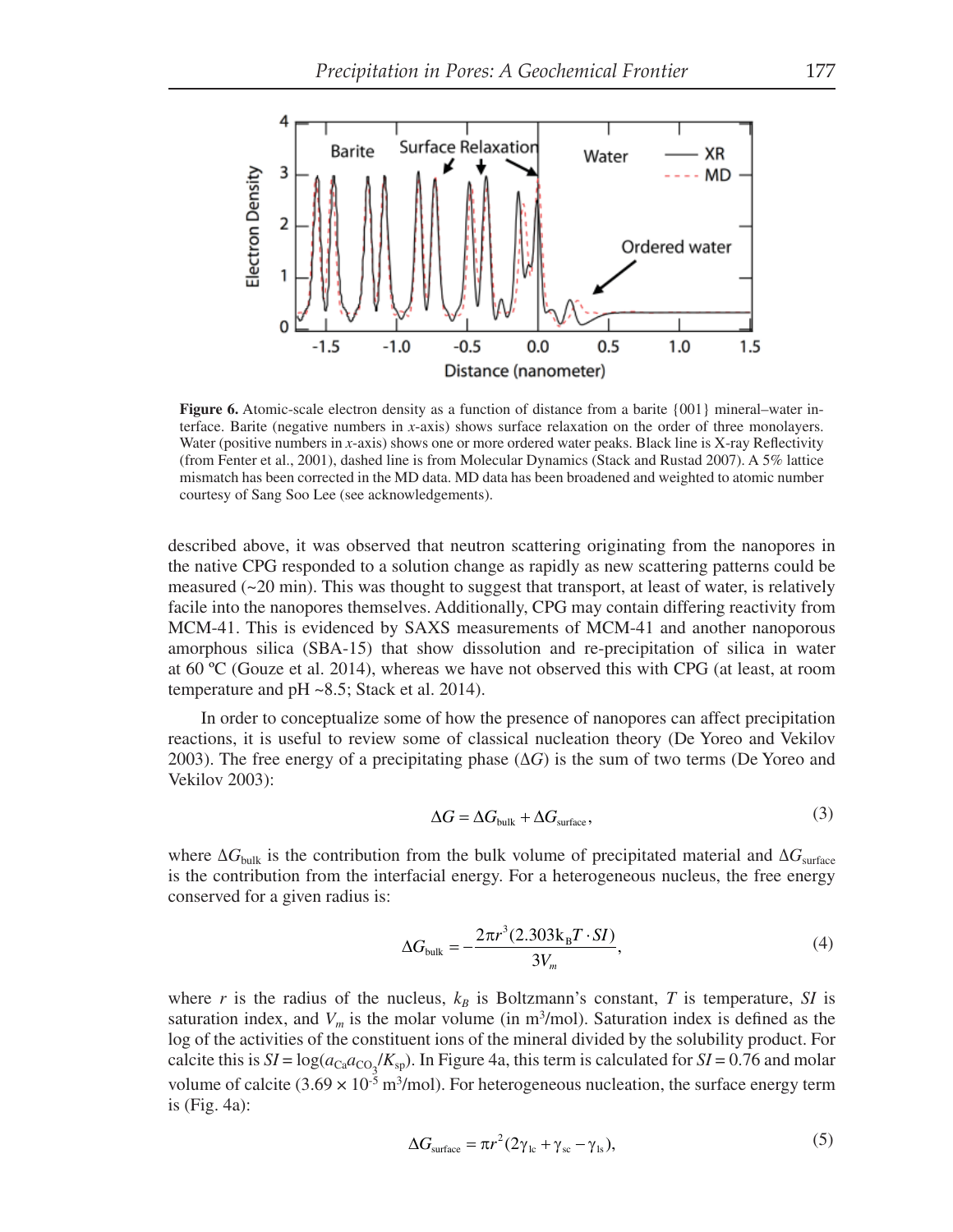**Figure 6.** Atomic-scale electron density as a function of distance from a barite {001} mineral–water interface. Barite (negative numbers in *x*-axis) shows surface relaxation on the order of three monolayers. Water (positive numbers in *x*-axis) shows one or more ordered water peaks. Black line is X-ray Reflectivity (from Fenter et al., 2001), dashed line is from Molecular Dynamics (Stack and Rustad 2007). A 5% lattice mismatch has been corrected in the MD data. MD data has been broadened and weighted to atomic number courtesy of Sang Soo Lee (see acknowledgements).

described above, it was observed that neutron scattering originating from the nanopores in the native CPG responded to a solution change as rapidly as new scattering patterns could be measured (~20 min). This was thought to suggest that transport, at least of water, is relatively facile into the nanopores themselves. Additionally, CPG may contain differing reactivity from MCM-41. This is evidenced by SAXS measurements of MCM-41 and another nanoporous amorphous silica (SBA-15) that show dissolution and re-precipitation of silica in water at 60 ºC (Gouze et al. 2014), whereas we have not observed this with CPG (at least, at room temperature and pH ~8.5; Stack et al. 2014).

In order to conceptualize some of how the presence of nanopores can affect precipitation reactions, it is useful to review some of classical nucleation theory (De Yoreo and Vekilov 2003). The free energy of a precipitating phase ($\Delta G$) is the sum of two terms (De Yoreo and Vekilov 2003):

$$\Delta G = \Delta G_{\text{bulk}} + \Delta G_{\text{surface}}, \tag{3}$$

where $\Delta G_{\text{bulk}}$ is the contribution from the bulk volume of precipitated material and $\Delta G_{\text{surface}}$ is the contribution from the interfacial energy. For a heterogeneous nucleus, the free energy conserved for a given radius is:

$$\Delta G_{\text{bulk}} = -\frac{2\pi r^3 (2.303 \text{k}_\text{B} T \cdot SI)}{3V_m}, \tag{4}$$

where $r$ is the radius of the nucleus, $k_B$ is Boltzmann's constant, $T$ is temperature, $SI$ is saturation index, and $V_m$ is the molar volume (in m$^3$/mol). Saturation index is defined as the log of the activities of the constituent ions of the mineral divided by the solubility product. For calcite this is $SI = \log(a_{\text{Ca}} a_{\text{CO}_3}/K_{\text{sp}})$. In Figure 4a, this term is calculated for $SI = 0.76$ and molar volume of calcite ($3.69 \times 10^{-5}$ m$^3$/mol). For heterogeneous nucleation, the surface energy term is (Fig. 4a):

$$\Delta G_{\text{surface}} = \pi r^2 (2\gamma_{\text{lc}} + \gamma_{\text{sc}} - \gamma_{\text{ls}}), \tag{5}$$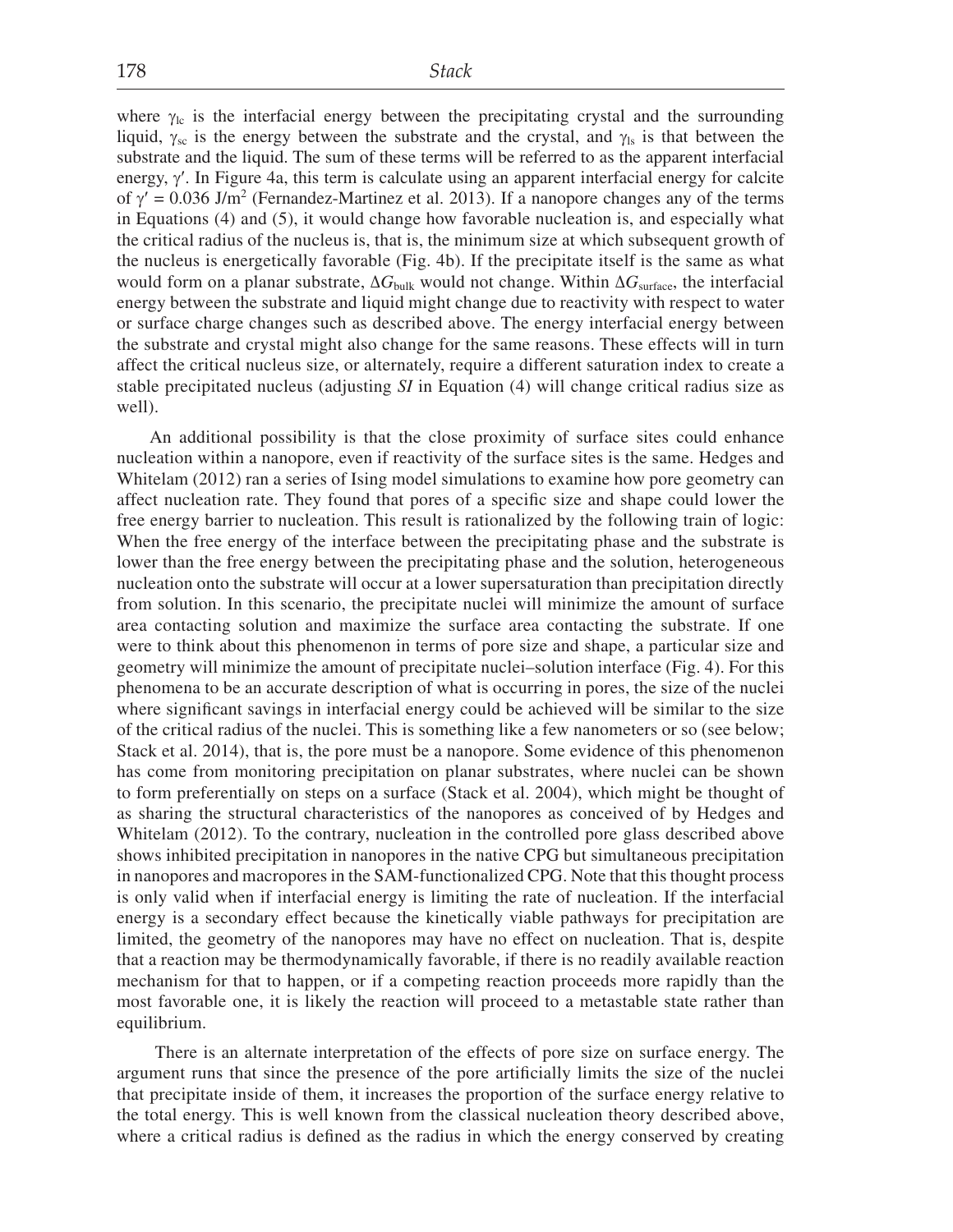where $\gamma_{lc}$ is the interfacial energy between the precipitating crystal and the surrounding liquid, $\gamma_{sc}$ is the energy between the substrate and the crystal, and $\gamma_{ls}$ is that between the substrate and the liquid. The sum of these terms will be referred to as the apparent interfacial energy, $\gamma'$. In Figure 4a, this term is calculate using an apparent interfacial energy for calcite of $\gamma' = 0.036$ J/m$^2$ (Fernandez-Martinez et al. 2013). If a nanopore changes any of the terms in Equations (4) and (5), it would change how favorable nucleation is, and especially what the critical radius of the nucleus is, that is, the minimum size at which subsequent growth of the nucleus is energetically favorable (Fig. 4b). If the precipitate itself is the same as what would form on a planar substrate, $\Delta G_{bulk}$ would not change. Within $\Delta G_{surface}$, the interfacial energy between the substrate and liquid might change due to reactivity with respect to water or surface charge changes such as described above. The energy interfacial energy between the substrate and crystal might also change for the same reasons. These effects will in turn affect the critical nucleus size, or alternately, require a different saturation index to create a stable precipitated nucleus (adjusting *SI* in Equation (4) will change critical radius size as well).

An additional possibility is that the close proximity of surface sites could enhance nucleation within a nanopore, even if reactivity of the surface sites is the same. Hedges and Whitelam (2012) ran a series of Ising model simulations to examine how pore geometry can affect nucleation rate. They found that pores of a specific size and shape could lower the free energy barrier to nucleation. This result is rationalized by the following train of logic: When the free energy of the interface between the precipitating phase and the substrate is lower than the free energy between the precipitating phase and the solution, heterogeneous nucleation onto the substrate will occur at a lower supersaturation than precipitation directly from solution. In this scenario, the precipitate nuclei will minimize the amount of surface area contacting solution and maximize the surface area contacting the substrate. If one were to think about this phenomenon in terms of pore size and shape, a particular size and geometry will minimize the amount of precipitate nuclei–solution interface (Fig. 4). For this phenomena to be an accurate description of what is occurring in pores, the size of the nuclei where significant savings in interfacial energy could be achieved will be similar to the size of the critical radius of the nuclei. This is something like a few nanometers or so (see below; Stack et al. 2014), that is, the pore must be a nanopore. Some evidence of this phenomenon has come from monitoring precipitation on planar substrates, where nuclei can be shown to form preferentially on steps on a surface (Stack et al. 2004), which might be thought of as sharing the structural characteristics of the nanopores as conceived of by Hedges and Whitelam (2012). To the contrary, nucleation in the controlled pore glass described above shows inhibited precipitation in nanopores in the native CPG but simultaneous precipitation in nanopores and macropores in the SAM-functionalized CPG. Note that this thought process is only valid when if interfacial energy is limiting the rate of nucleation. If the interfacial energy is a secondary effect because the kinetically viable pathways for precipitation are limited, the geometry of the nanopores may have no effect on nucleation. That is, despite that a reaction may be thermodynamically favorable, if there is no readily available reaction mechanism for that to happen, or if a competing reaction proceeds more rapidly than the most favorable one, it is likely the reaction will proceed to a metastable state rather than equilibrium.

There is an alternate interpretation of the effects of pore size on surface energy. The argument runs that since the presence of the pore artificially limits the size of the nuclei that precipitate inside of them, it increases the proportion of the surface energy relative to the total energy. This is well known from the classical nucleation theory described above, where a critical radius is defined as the radius in which the energy conserved by creating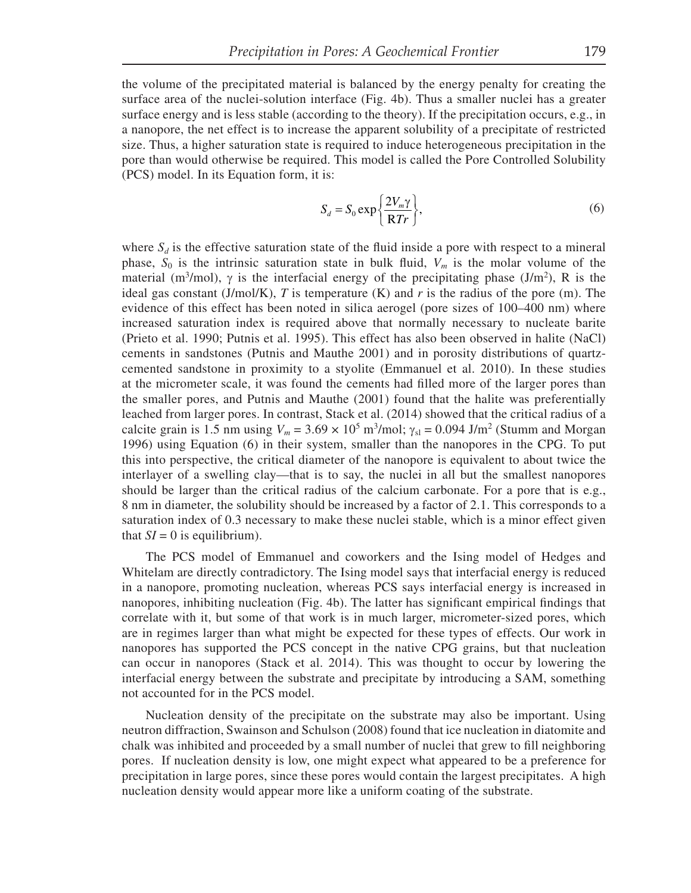the volume of the precipitated material is balanced by the energy penalty for creating the surface area of the nuclei-solution interface (Fig. 4b). Thus a smaller nuclei has a greater surface energy and is less stable (according to the theory). If the precipitation occurs, e.g., in a nanopore, the net effect is to increase the apparent solubility of a precipitate of restricted size. Thus, a higher saturation state is required to induce heterogeneous precipitation in the pore than would otherwise be required. This model is called the Pore Controlled Solubility (PCS) model. In its Equation form, it is:

$$S_d = S_0 \exp\left\{\frac{2V_m\gamma}{\mathrm{R}Tr}\right\}, \tag{6}$$

where $S_d$ is the effective saturation state of the fluid inside a pore with respect to a mineral phase, $S_0$ is the intrinsic saturation state in bulk fluid, $V_m$ is the molar volume of the material ($m^3$/mol), $\gamma$ is the interfacial energy of the precipitating phase (J/$m^2$), R is the ideal gas constant (J/mol/K), $T$ is temperature (K) and $r$ is the radius of the pore (m). The evidence of this effect has been noted in silica aerogel (pore sizes of 100–400 nm) where increased saturation index is required above that normally necessary to nucleate barite (Prieto et al. 1990; Putnis et al. 1995). This effect has also been observed in halite (NaCl) cements in sandstones (Putnis and Mauthe 2001) and in porosity distributions of quartz-cemented sandstone in proximity to a styolite (Emmanuel et al. 2010). In these studies at the micrometer scale, it was found the cements had filled more of the larger pores than the smaller pores, and Putnis and Mauthe (2001) found that the halite was preferentially leached from larger pores. In contrast, Stack et al. (2014) showed that the critical radius of a calcite grain is 1.5 nm using $V_m = 3.69 \times 10^5$ $m^3$/mol; $\gamma_{sl} = 0.094$ J/$m^2$ (Stumm and Morgan 1996) using Equation (6) in their system, smaller than the nanopores in the CPG. To put this into perspective, the critical diameter of the nanopore is equivalent to about twice the interlayer of a swelling clay—that is to say, the nuclei in all but the smallest nanopores should be larger than the critical radius of the calcium carbonate. For a pore that is e.g., 8 nm in diameter, the solubility should be increased by a factor of 2.1. This corresponds to a saturation index of 0.3 necessary to make these nuclei stable, which is a minor effect given that $SI = 0$ is equilibrium).

The PCS model of Emmanuel and coworkers and the Ising model of Hedges and Whitelam are directly contradictory. The Ising model says that interfacial energy is reduced in a nanopore, promoting nucleation, whereas PCS says interfacial energy is increased in nanopores, inhibiting nucleation (Fig. 4b). The latter has significant empirical findings that correlate with it, but some of that work is in much larger, micrometer-sized pores, which are in regimes larger than what might be expected for these types of effects. Our work in nanopores has supported the PCS concept in the native CPG grains, but that nucleation can occur in nanopores (Stack et al. 2014). This was thought to occur by lowering the interfacial energy between the substrate and precipitate by introducing a SAM, something not accounted for in the PCS model.

Nucleation density of the precipitate on the substrate may also be important. Using neutron diffraction, Swainson and Schulson (2008) found that ice nucleation in diatomite and chalk was inhibited and proceeded by a small number of nuclei that grew to fill neighboring pores. If nucleation density is low, one might expect what appeared to be a preference for precipitation in large pores, since these pores would contain the largest precipitates. A high nucleation density would appear more like a uniform coating of the substrate.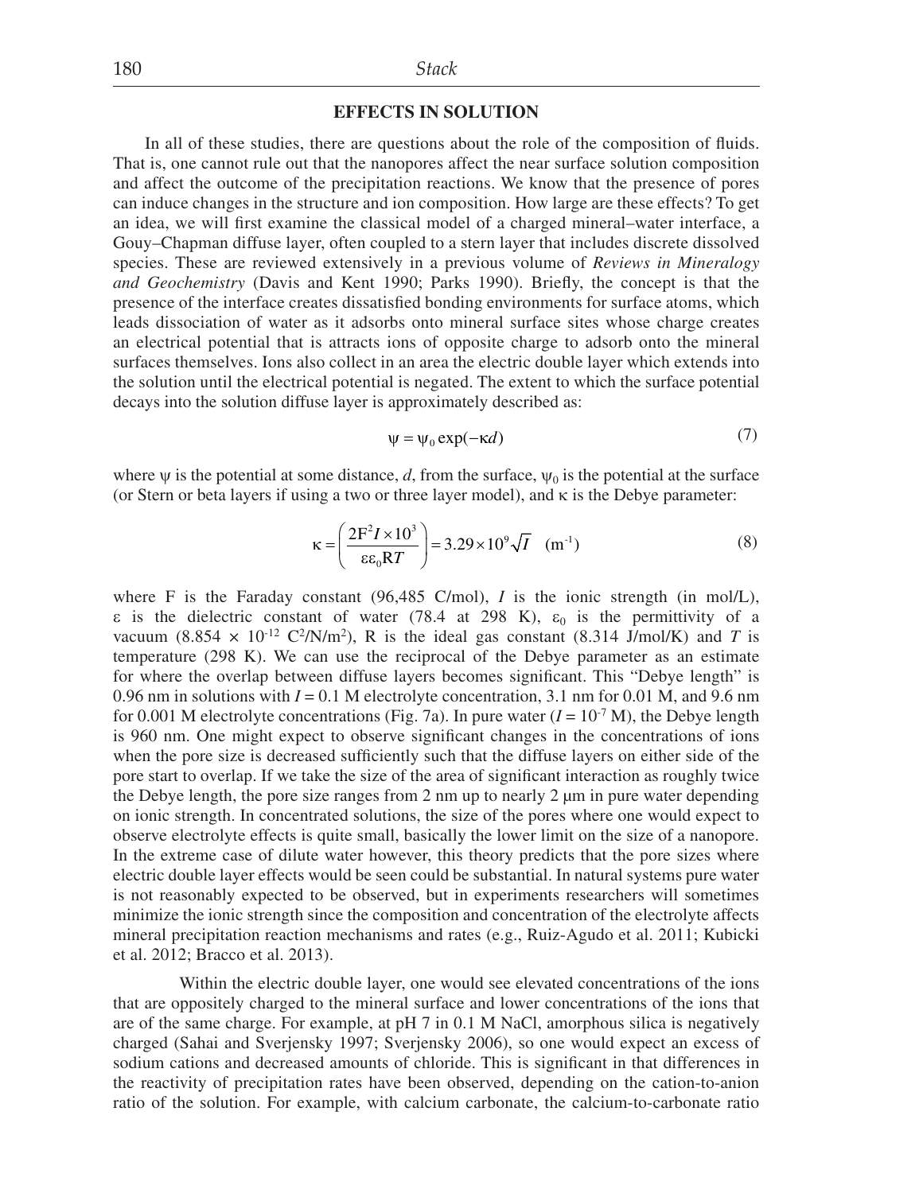## EFFECTS IN SOLUTION

In all of these studies, there are questions about the role of the composition of fluids. That is, one cannot rule out that the nanopores affect the near surface solution composition and affect the outcome of the precipitation reactions. We know that the presence of pores can induce changes in the structure and ion composition. How large are these effects? To get an idea, we will first examine the classical model of a charged mineral–water interface, a Gouy–Chapman diffuse layer, often coupled to a stern layer that includes discrete dissolved species. These are reviewed extensively in a previous volume of *Reviews in Mineralogy and Geochemistry* (Davis and Kent 1990; Parks 1990). Briefly, the concept is that the presence of the interface creates dissatisfied bonding environments for surface atoms, which leads dissociation of water as it adsorbs onto mineral surface sites whose charge creates an electrical potential that is attracts ions of opposite charge to adsorb onto the mineral surfaces themselves. Ions also collect in an area the electric double layer which extends into the solution until the electrical potential is negated. The extent to which the surface potential decays into the solution diffuse layer is approximately described as:

$$\psi = \psi_0 \exp(-\kappa d) \tag{7}$$

where $\psi$ is the potential at some distance, $d$, from the surface, $\psi_0$ is the potential at the surface (or Stern or beta layers if using a two or three layer model), and $\kappa$ is the Debye parameter:

$$\kappa = \left( \frac{2\mathrm{F}^2 I \times 10^3}{\varepsilon \varepsilon_0 \mathrm{R}T} \right) = 3.29 \times 10^9 \sqrt{I} \quad (\mathrm{m}^{-1}) \tag{8}$$

where F is the Faraday constant (96,485 C/mol), $I$ is the ionic strength (in mol/L), $\varepsilon$ is the dielectric constant of water (78.4 at 298 K), $\varepsilon_0$ is the permittivity of a vacuum ($8.854 \times 10^{-12}$ $\mathrm{C^2/N/m^2}$), R is the ideal gas constant (8.314 J/mol/K) and $T$ is temperature (298 K). We can use the reciprocal of the Debye parameter as an estimate for where the overlap between diffuse layers becomes significant. This "Debye length" is 0.96 nm in solutions with $I = 0.1$ M electrolyte concentration, 3.1 nm for 0.01 M, and 9.6 nm for 0.001 M electrolyte concentrations (Fig. 7a). In pure water ($I = 10^{-7}$ M), the Debye length is 960 nm. One might expect to observe significant changes in the concentrations of ions when the pore size is decreased sufficiently such that the diffuse layers on either side of the pore start to overlap. If we take the size of the area of significant interaction as roughly twice the Debye length, the pore size ranges from 2 nm up to nearly 2 μm in pure water depending on ionic strength. In concentrated solutions, the size of the pores where one would expect to observe electrolyte effects is quite small, basically the lower limit on the size of a nanopore. In the extreme case of dilute water however, this theory predicts that the pore sizes where electric double layer effects would be seen could be substantial. In natural systems pure water is not reasonably expected to be observed, but in experiments researchers will sometimes minimize the ionic strength since the composition and concentration of the electrolyte affects mineral precipitation reaction mechanisms and rates (e.g., Ruiz-Agudo et al. 2011; Kubicki et al. 2012; Bracco et al. 2013).

Within the electric double layer, one would see elevated concentrations of the ions that are oppositely charged to the mineral surface and lower concentrations of the ions that are of the same charge. For example, at pH 7 in 0.1 M NaCl, amorphous silica is negatively charged (Sahai and Sverjensky 1997; Sverjensky 2006), so one would expect an excess of sodium cations and decreased amounts of chloride. This is significant in that differences in the reactivity of precipitation rates have been observed, depending on the cation-to-anion ratio of the solution. For example, with calcium carbonate, the calcium-to-carbonate ratio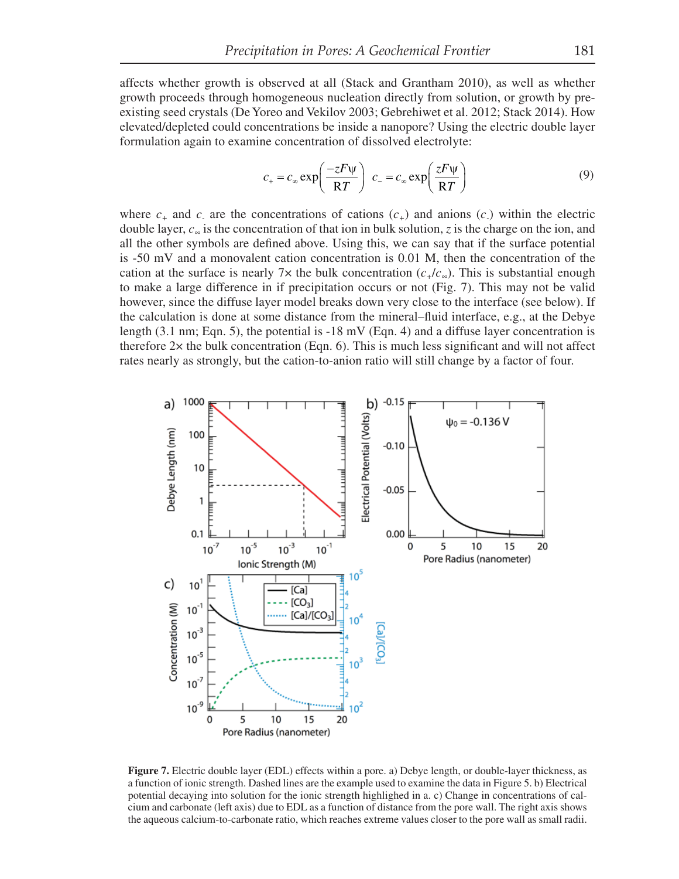affects whether growth is observed at all (Stack and Grantham 2010), as well as whether growth proceeds through homogeneous nucleation directly from solution, or growth by pre-existing seed crystals (De Yoreo and Vekilov 2003; Gebrehiwet et al. 2012; Stack 2014). How elevated/depleted could concentrations be inside a nanopore? Using the electric double layer formulation again to examine concentration of dissolved electrolyte:

$$c_+ = c_\infty \exp\left(\frac{-zF\psi}{RT}\right) \quad c_- = c_\infty \exp\left(\frac{zF\psi}{RT}\right) \tag{9}$$

where $c_+$ and $c_-$ are the concentrations of cations ($c_+$) and anions ($c_-$) within the electric double layer, $c_\infty$ is the concentration of that ion in bulk solution, $z$ is the charge on the ion, and all the other symbols are defined above. Using this, we can say that if the surface potential is -50 mV and a monovalent cation concentration is 0.01 M, then the concentration of the cation at the surface is nearly 7× the bulk concentration ($c_+/c_\infty$). This is substantial enough to make a large difference in if precipitation occurs or not (Fig. 7). This may not be valid however, since the diffuse layer model breaks down very close to the interface (see below). If the calculation is done at some distance from the mineral–fluid interface, e.g., at the Debye length (3.1 nm; Eqn. 5), the potential is -18 mV (Eqn. 4) and a diffuse layer concentration is therefore 2× the bulk concentration (Eqn. 6). This is much less significant and will not affect rates nearly as strongly, but the cation-to-anion ratio will still change by a factor of four.

**Figure 7.** Electric double layer (EDL) effects within a pore. a) Debye length, or double-layer thickness, as a function of ionic strength. Dashed lines are the example used to examine the data in Figure 5. b) Electrical potential decaying into solution for the ionic strength highlighed in a. c) Change in concentrations of calcium and carbonate (left axis) due to EDL as a function of distance from the pore wall. The right axis shows the aqueous calcium-to-carbonate ratio, which reaches extreme values closer to the pore wall as small radii.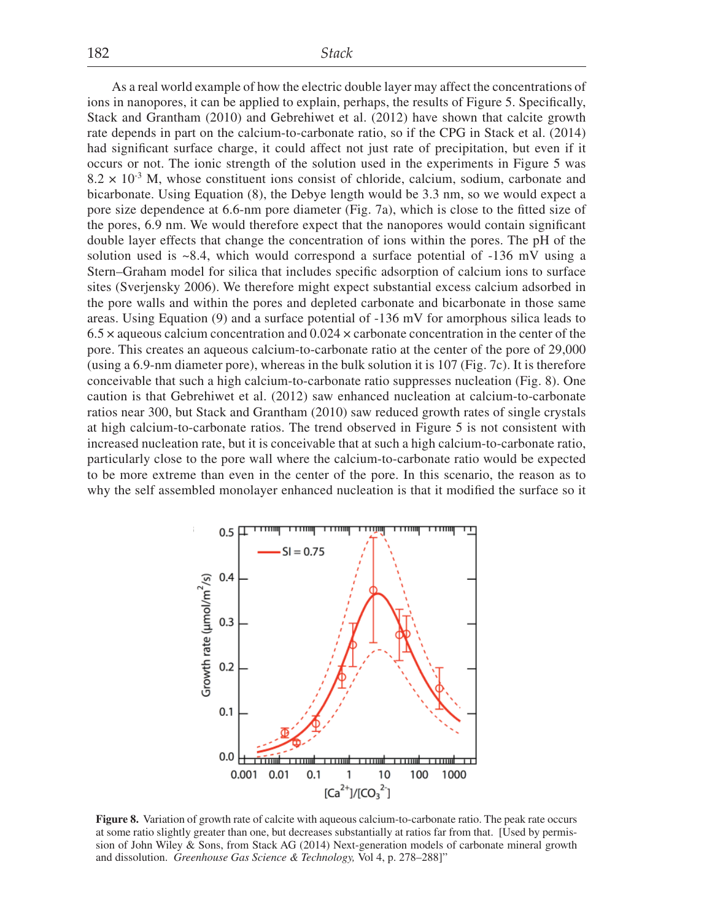As a real world example of how the electric double layer may affect the concentrations of ions in nanopores, it can be applied to explain, perhaps, the results of Figure 5. Specifically, Stack and Grantham (2010) and Gebrehiwet et al. (2012) have shown that calcite growth rate depends in part on the calcium-to-carbonate ratio, so if the CPG in Stack et al. (2014) had significant surface charge, it could affect not just rate of precipitation, but even if it occurs or not. The ionic strength of the solution used in the experiments in Figure 5 was $8.2 \times 10^{-3}$ M, whose constituent ions consist of chloride, calcium, sodium, carbonate and bicarbonate. Using Equation (8), the Debye length would be 3.3 nm, so we would expect a pore size dependence at 6.6-nm pore diameter (Fig. 7a), which is close to the fitted size of the pores, 6.9 nm. We would therefore expect that the nanopores would contain significant double layer effects that change the concentration of ions within the pores. The pH of the solution used is ~8.4, which would correspond a surface potential of -136 mV using a Stern–Graham model for silica that includes specific adsorption of calcium ions to surface sites (Sverjensky 2006). We therefore might expect substantial excess calcium adsorbed in the pore walls and within the pores and depleted carbonate and bicarbonate in those same areas. Using Equation (9) and a surface potential of -136 mV for amorphous silica leads to $6.5 \times$ aqueous calcium concentration and $0.024 \times$ carbonate concentration in the center of the pore. This creates an aqueous calcium-to-carbonate ratio at the center of the pore of 29,000 (using a 6.9-nm diameter pore), whereas in the bulk solution it is 107 (Fig. 7c). It is therefore conceivable that such a high calcium-to-carbonate ratio suppresses nucleation (Fig. 8). One caution is that Gebrehiwet et al. (2012) saw enhanced nucleation at calcium-to-carbonate ratios near 300, but Stack and Grantham (2010) saw reduced growth rates of single crystals at high calcium-to-carbonate ratios. The trend observed in Figure 5 is not consistent with increased nucleation rate, but it is conceivable that at such a high calcium-to-carbonate ratio, particularly close to the pore wall where the calcium-to-carbonate ratio would be expected to be more extreme than even in the center of the pore. In this scenario, the reason as to why the self assembled monolayer enhanced nucleation is that it modified the surface so it

**Figure 8.** Variation of growth rate of calcite with aqueous calcium-to-carbonate ratio. The peak rate occurs at some ratio slightly greater than one, but decreases substantially at ratios far from that. [Used by permission of John Wiley & Sons, from Stack AG (2014) Next-generation models of carbonate mineral growth and dissolution. *Greenhouse Gas Science & Technology,* Vol 4, p. 278–288]"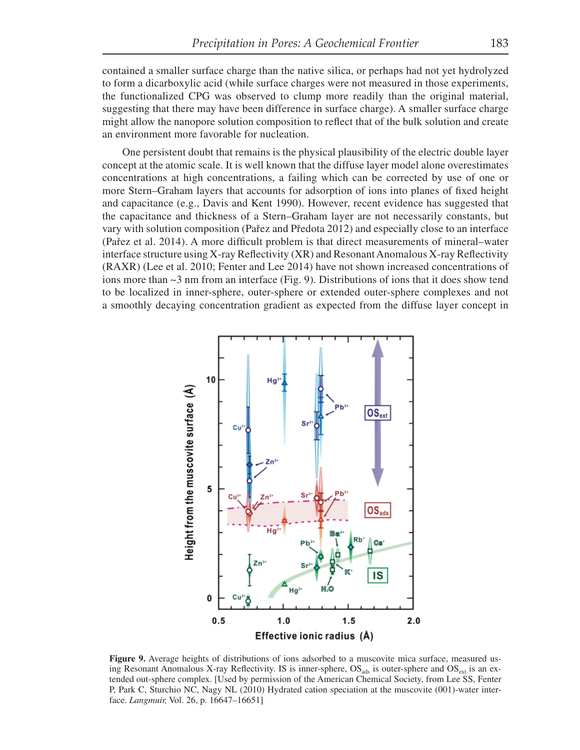contained a smaller surface charge than the native silica, or perhaps had not yet hydrolyzed to form a dicarboxylic acid (while surface charges were not measured in those experiments, the functionalized CPG was observed to clump more readily than the original material, suggesting that there may have been difference in surface charge). A smaller surface charge might allow the nanopore solution composition to reflect that of the bulk solution and create an environment more favorable for nucleation.

One persistent doubt that remains is the physical plausibility of the electric double layer concept at the atomic scale. It is well known that the diffuse layer model alone overestimates concentrations at high concentrations, a failing which can be corrected by use of one or more Stern–Graham layers that accounts for adsorption of ions into planes of fixed height and capacitance (e.g., Davis and Kent 1990). However, recent evidence has suggested that the capacitance and thickness of a Stern–Graham layer are not necessarily constants, but vary with solution composition (Pařez and Předota 2012) and especially close to an interface (Pařez et al. 2014). A more difficult problem is that direct measurements of mineral–water interface structure using X-ray Reflectivity (XR) and Resonant Anomalous X-ray Reflectivity (RAXR) (Lee et al. 2010; Fenter and Lee 2014) have not shown increased concentrations of ions more than ~3 nm from an interface (Fig. 9). Distributions of ions that it does show tend to be localized in inner-sphere, outer-sphere or extended outer-sphere complexes and not a smoothly decaying concentration gradient as expected from the diffuse layer concept in

**Figure 9.** Average heights of distributions of ions adsorbed to a muscovite mica surface, measured using Resonant Anomalous X-ray Reflectivity. IS is inner-sphere, $OS_{ads}$ is outer-sphere and $OS_{ext}$ is an extended out-sphere complex. [Used by permission of the American Chemical Society, from Lee SS, Fenter P, Park C, Sturchio NC, Nagy NL (2010) Hydrated cation speciation at the muscovite (001)-water interface. *Langmuir,* Vol. 26, p. 16647–16651]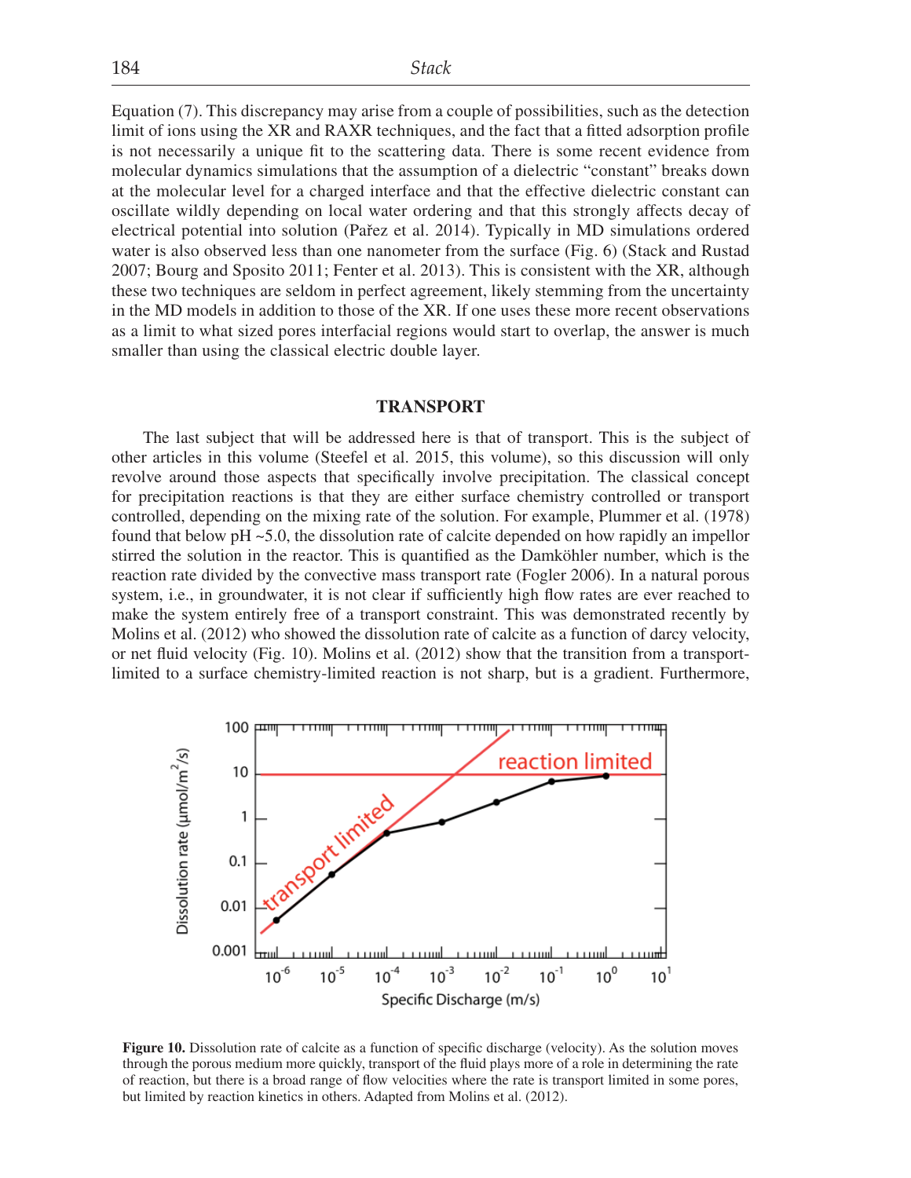Equation (7). This discrepancy may arise from a couple of possibilities, such as the detection limit of ions using the XR and RAXR techniques, and the fact that a fitted adsorption profile is not necessarily a unique fit to the scattering data. There is some recent evidence from molecular dynamics simulations that the assumption of a dielectric "constant" breaks down at the molecular level for a charged interface and that the effective dielectric constant can oscillate wildly depending on local water ordering and that this strongly affects decay of electrical potential into solution (Pařez et al. 2014). Typically in MD simulations ordered water is also observed less than one nanometer from the surface (Fig. 6) (Stack and Rustad 2007; Bourg and Sposito 2011; Fenter et al. 2013). This is consistent with the XR, although these two techniques are seldom in perfect agreement, likely stemming from the uncertainty in the MD models in addition to those of the XR. If one uses these more recent observations as a limit to what sized pores interfacial regions would start to overlap, the answer is much smaller than using the classical electric double layer.

## TRANSPORT

The last subject that will be addressed here is that of transport. This is the subject of other articles in this volume (Steefel et al. 2015, this volume), so this discussion will only revolve around those aspects that specifically involve precipitation. The classical concept for precipitation reactions is that they are either surface chemistry controlled or transport controlled, depending on the mixing rate of the solution. For example, Plummer et al. (1978) found that below pH ~5.0, the dissolution rate of calcite depended on how rapidly an impellor stirred the solution in the reactor. This is quantified as the Damköhler number, which is the reaction rate divided by the convective mass transport rate (Fogler 2006). In a natural porous system, i.e., in groundwater, it is not clear if sufficiently high flow rates are ever reached to make the system entirely free of a transport constraint. This was demonstrated recently by Molins et al. (2012) who showed the dissolution rate of calcite as a function of darcy velocity, or net fluid velocity (Fig. 10). Molins et al. (2012) show that the transition from a transport-limited to a surface chemistry-limited reaction is not sharp, but is a gradient. Furthermore,

**Figure 10.** Dissolution rate of calcite as a function of specific discharge (velocity). As the solution moves through the porous medium more quickly, transport of the fluid plays more of a role in determining the rate of reaction, but there is a broad range of flow velocities where the rate is transport limited in some pores, but limited by reaction kinetics in others. Adapted from Molins et al. (2012).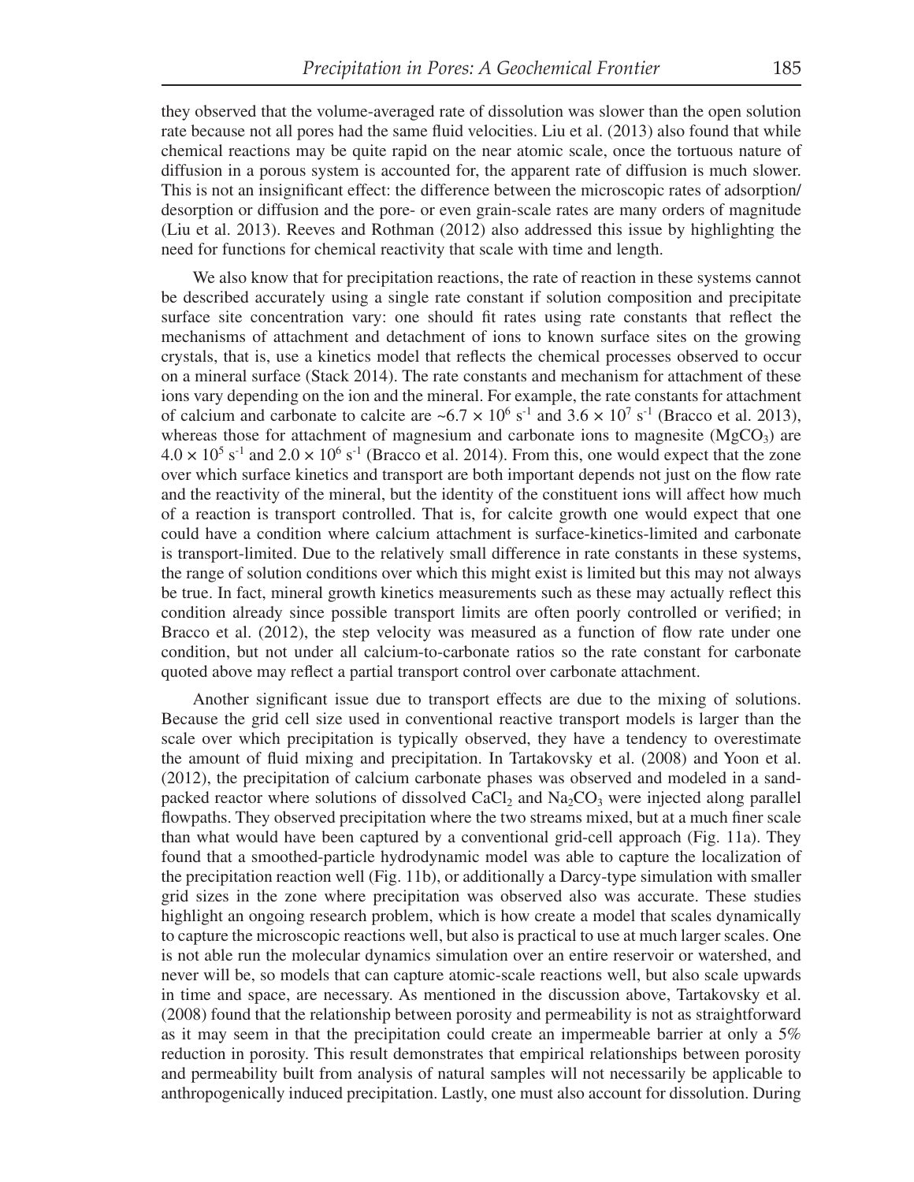they observed that the volume-averaged rate of dissolution was slower than the open solution rate because not all pores had the same fluid velocities. Liu et al. (2013) also found that while chemical reactions may be quite rapid on the near atomic scale, once the tortuous nature of diffusion in a porous system is accounted for, the apparent rate of diffusion is much slower. This is not an insignificant effect: the difference between the microscopic rates of adsorption/desorption or diffusion and the pore- or even grain-scale rates are many orders of magnitude (Liu et al. 2013). Reeves and Rothman (2012) also addressed this issue by highlighting the need for functions for chemical reactivity that scale with time and length.

We also know that for precipitation reactions, the rate of reaction in these systems cannot be described accurately using a single rate constant if solution composition and precipitate surface site concentration vary: one should fit rates using rate constants that reflect the mechanisms of attachment and detachment of ions to known surface sites on the growing crystals, that is, use a kinetics model that reflects the chemical processes observed to occur on a mineral surface (Stack 2014). The rate constants and mechanism for attachment of these ions vary depending on the ion and the mineral. For example, the rate constants for attachment of calcium and carbonate to calcite are ~$6.7 \times 10^6$ $s^{-1}$ and $3.6 \times 10^7$ $s^{-1}$ (Bracco et al. 2013), whereas those for attachment of magnesium and carbonate ions to magnesite ($MgCO_3$) are $4.0 \times 10^5$ $s^{-1}$ and $2.0 \times 10^6$ $s^{-1}$ (Bracco et al. 2014). From this, one would expect that the zone over which surface kinetics and transport are both important depends not just on the flow rate and the reactivity of the mineral, but the identity of the constituent ions will affect how much of a reaction is transport controlled. That is, for calcite growth one would expect that one could have a condition where calcium attachment is surface-kinetics-limited and carbonate is transport-limited. Due to the relatively small difference in rate constants in these systems, the range of solution conditions over which this might exist is limited but this may not always be true. In fact, mineral growth kinetics measurements such as these may actually reflect this condition already since possible transport limits are often poorly controlled or verified; in Bracco et al. (2012), the step velocity was measured as a function of flow rate under one condition, but not under all calcium-to-carbonate ratios so the rate constant for carbonate quoted above may reflect a partial transport control over carbonate attachment.

Another significant issue due to transport effects are due to the mixing of solutions. Because the grid cell size used in conventional reactive transport models is larger than the scale over which precipitation is typically observed, they have a tendency to overestimate the amount of fluid mixing and precipitation. In Tartakovsky et al. (2008) and Yoon et al. (2012), the precipitation of calcium carbonate phases was observed and modeled in a sand-packed reactor where solutions of dissolved $CaCl_2$ and $Na_2CO_3$ were injected along parallel flowpaths. They observed precipitation where the two streams mixed, but at a much finer scale than what would have been captured by a conventional grid-cell approach (Fig. 11a). They found that a smoothed-particle hydrodynamic model was able to capture the localization of the precipitation reaction well (Fig. 11b), or additionally a Darcy-type simulation with smaller grid sizes in the zone where precipitation was observed also was accurate. These studies highlight an ongoing research problem, which is how create a model that scales dynamically to capture the microscopic reactions well, but also is practical to use at much larger scales. One is not able run the molecular dynamics simulation over an entire reservoir or watershed, and never will be, so models that can capture atomic-scale reactions well, but also scale upwards in time and space, are necessary. As mentioned in the discussion above, Tartakovsky et al. (2008) found that the relationship between porosity and permeability is not as straightforward as it may seem in that the precipitation could create an impermeable barrier at only a 5% reduction in porosity. This result demonstrates that empirical relationships between porosity and permeability built from analysis of natural samples will not necessarily be applicable to anthropogenically induced precipitation. Lastly, one must also account for dissolution. During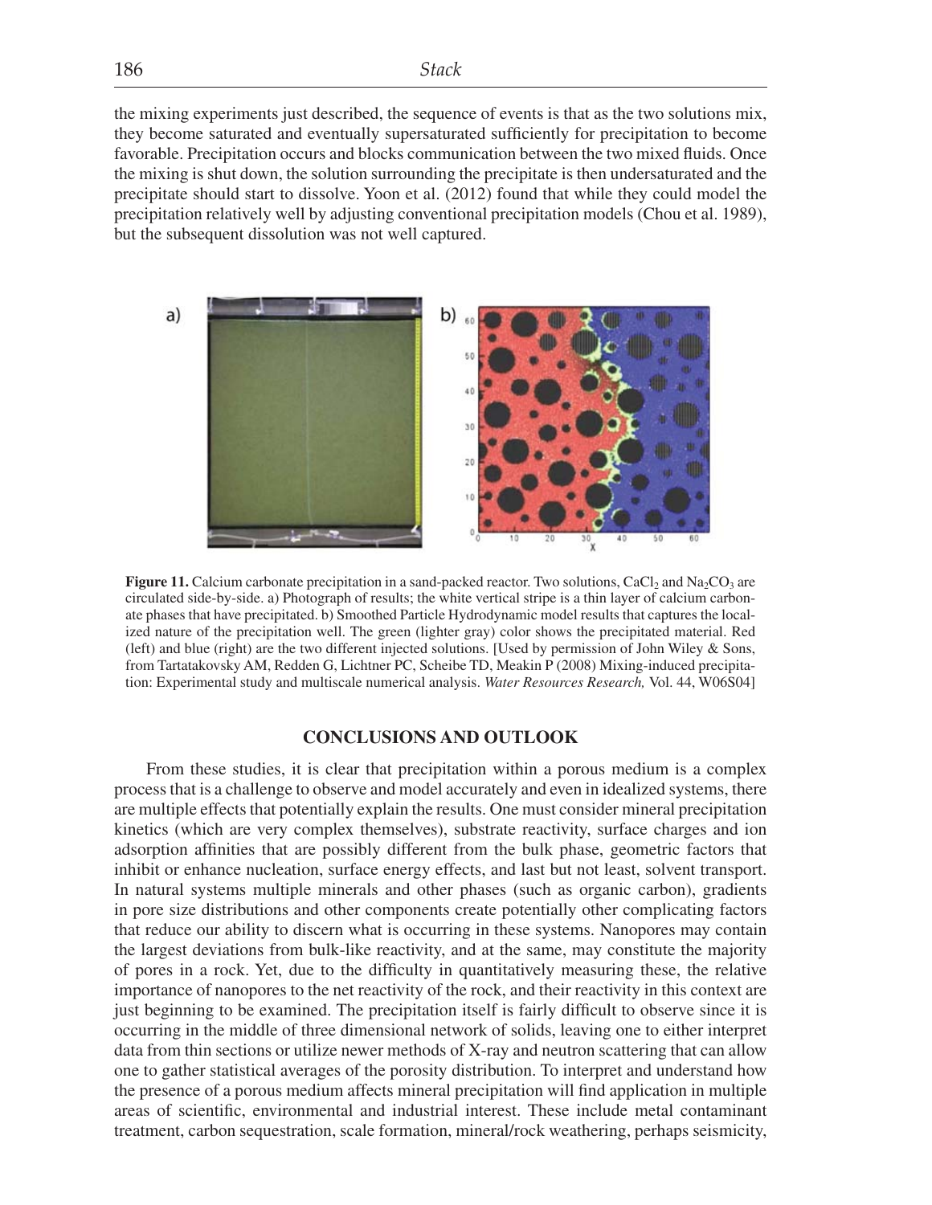the mixing experiments just described, the sequence of events is that as the two solutions mix, they become saturated and eventually supersaturated sufficiently for precipitation to become favorable. Precipitation occurs and blocks communication between the two mixed fluids. Once the mixing is shut down, the solution surrounding the precipitate is then undersaturated and the precipitate should start to dissolve. Yoon et al. (2012) found that while they could model the precipitation relatively well by adjusting conventional precipitation models (Chou et al. 1989), but the subsequent dissolution was not well captured.

**Figure 11.** Calcium carbonate precipitation in a sand-packed reactor. Two solutions, $CaCl_2$ and $Na_2CO_3$ are circulated side-by-side. a) Photograph of results; the white vertical stripe is a thin layer of calcium carbonate phases that have precipitated. b) Smoothed Particle Hydrodynamic model results that captures the localized nature of the precipitation well. The green (lighter gray) color shows the precipitated material. Red (left) and blue (right) are the two different injected solutions. [Used by permission of John Wiley & Sons, from Tartatakovsky AM, Redden G, Lichtner PC, Scheibe TD, Meakin P (2008) Mixing-induced precipitation: Experimental study and multiscale numerical analysis. *Water Resources Research,* Vol. 44, W06S04]

## CONCLUSIONS AND OUTLOOK

From these studies, it is clear that precipitation within a porous medium is a complex process that is a challenge to observe and model accurately and even in idealized systems, there are multiple effects that potentially explain the results. One must consider mineral precipitation kinetics (which are very complex themselves), substrate reactivity, surface charges and ion adsorption affinities that are possibly different from the bulk phase, geometric factors that inhibit or enhance nucleation, surface energy effects, and last but not least, solvent transport. In natural systems multiple minerals and other phases (such as organic carbon), gradients in pore size distributions and other components create potentially other complicating factors that reduce our ability to discern what is occurring in these systems. Nanopores may contain the largest deviations from bulk-like reactivity, and at the same, may constitute the majority of pores in a rock. Yet, due to the difficulty in quantitatively measuring these, the relative importance of nanopores to the net reactivity of the rock, and their reactivity in this context are just beginning to be examined. The precipitation itself is fairly difficult to observe since it is occurring in the middle of three dimensional network of solids, leaving one to either interpret data from thin sections or utilize newer methods of X-ray and neutron scattering that can allow one to gather statistical averages of the porosity distribution. To interpret and understand how the presence of a porous medium affects mineral precipitation will find application in multiple areas of scientific, environmental and industrial interest. These include metal contaminant treatment, carbon sequestration, scale formation, mineral/rock weathering, perhaps seismicity,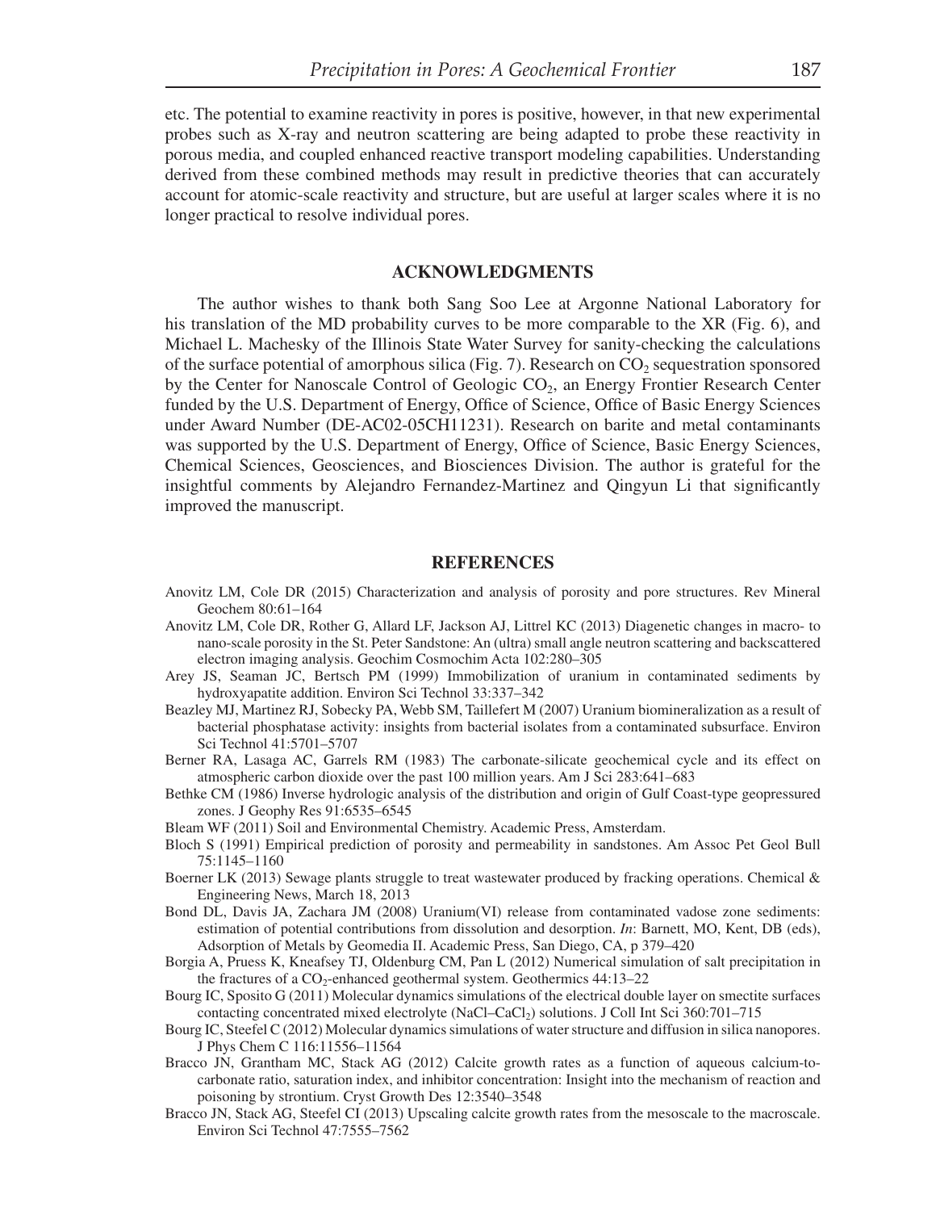etc. The potential to examine reactivity in pores is positive, however, in that new experimental probes such as X-ray and neutron scattering are being adapted to probe these reactivity in porous media, and coupled enhanced reactive transport modeling capabilities. Understanding derived from these combined methods may result in predictive theories that can accurately account for atomic-scale reactivity and structure, but are useful at larger scales where it is no longer practical to resolve individual pores.

## ACKNOWLEDGMENTS

The author wishes to thank both Sang Soo Lee at Argonne National Laboratory for his translation of the MD probability curves to be more comparable to the XR (Fig. 6), and Michael L. Machesky of the Illinois State Water Survey for sanity-checking the calculations of the surface potential of amorphous silica (Fig. 7). Research on $CO_2$ sequestration sponsored by the Center for Nanoscale Control of Geologic $CO_2$, an Energy Frontier Research Center funded by the U.S. Department of Energy, Office of Science, Office of Basic Energy Sciences under Award Number (DE-AC02-05CH11231). Research on barite and metal contaminants was supported by the U.S. Department of Energy, Office of Science, Basic Energy Sciences, Chemical Sciences, Geosciences, and Biosciences Division. The author is grateful for the insightful comments by Alejandro Fernandez-Martinez and Qingyun Li that significantly improved the manuscript.

## REFERENCES

Anovitz LM, Cole DR (2015) Characterization and analysis of porosity and pore structures. Rev Mineral Geochem 80:61–164

Anovitz LM, Cole DR, Rother G, Allard LF, Jackson AJ, Littrel KC (2013) Diagenetic changes in macro- to nano-scale porosity in the St. Peter Sandstone: An (ultra) small angle neutron scattering and backscattered electron imaging analysis. Geochim Cosmochim Acta 102:280–305

Arey JS, Seaman JC, Bertsch PM (1999) Immobilization of uranium in contaminated sediments by hydroxyapatite addition. Environ Sci Technol 33:337–342

Beazley MJ, Martinez RJ, Sobecky PA, Webb SM, Taillefert M (2007) Uranium biomineralization as a result of bacterial phosphatase activity: insights from bacterial isolates from a contaminated subsurface. Environ Sci Technol 41:5701–5707

Berner RA, Lasaga AC, Garrels RM (1983) The carbonate-silicate geochemical cycle and its effect on atmospheric carbon dioxide over the past 100 million years. Am J Sci 283:641–683

Bethke CM (1986) Inverse hydrologic analysis of the distribution and origin of Gulf Coast-type geopressured zones. J Geophy Res 91:6535–6545

Bleam WF (2011) Soil and Environmental Chemistry. Academic Press, Amsterdam.

Bloch S (1991) Empirical prediction of porosity and permeability in sandstones. Am Assoc Pet Geol Bull 75:1145–1160

Boerner LK (2013) Sewage plants struggle to treat wastewater produced by fracking operations. Chemical & Engineering News, March 18, 2013

Bond DL, Davis JA, Zachara JM (2008) Uranium(VI) release from contaminated vadose zone sediments: estimation of potential contributions from dissolution and desorption. *In*: Barnett, MO, Kent, DB (eds), Adsorption of Metals by Geomedia II. Academic Press, San Diego, CA, p 379–420

Borgia A, Pruess K, Kneafsey TJ, Oldenburg CM, Pan L (2012) Numerical simulation of salt precipitation in the fractures of a $CO_2$-enhanced geothermal system. Geothermics 44:13–22

Bourg IC, Sposito G (2011) Molecular dynamics simulations of the electrical double layer on smectite surfaces contacting concentrated mixed electrolyte (NaCl–$CaCl_2$) solutions. J Coll Int Sci 360:701–715

Bourg IC, Steefel C (2012) Molecular dynamics simulations of water structure and diffusion in silica nanopores. J Phys Chem C 116:11556–11564

Bracco JN, Grantham MC, Stack AG (2012) Calcite growth rates as a function of aqueous calcium-to-carbonate ratio, saturation index, and inhibitor concentration: Insight into the mechanism of reaction and poisoning by strontium. Cryst Growth Des 12:3540–3548

Bracco JN, Stack AG, Steefel CI (2013) Upscaling calcite growth rates from the mesoscale to the macroscale. Environ Sci Technol 47:7555–7562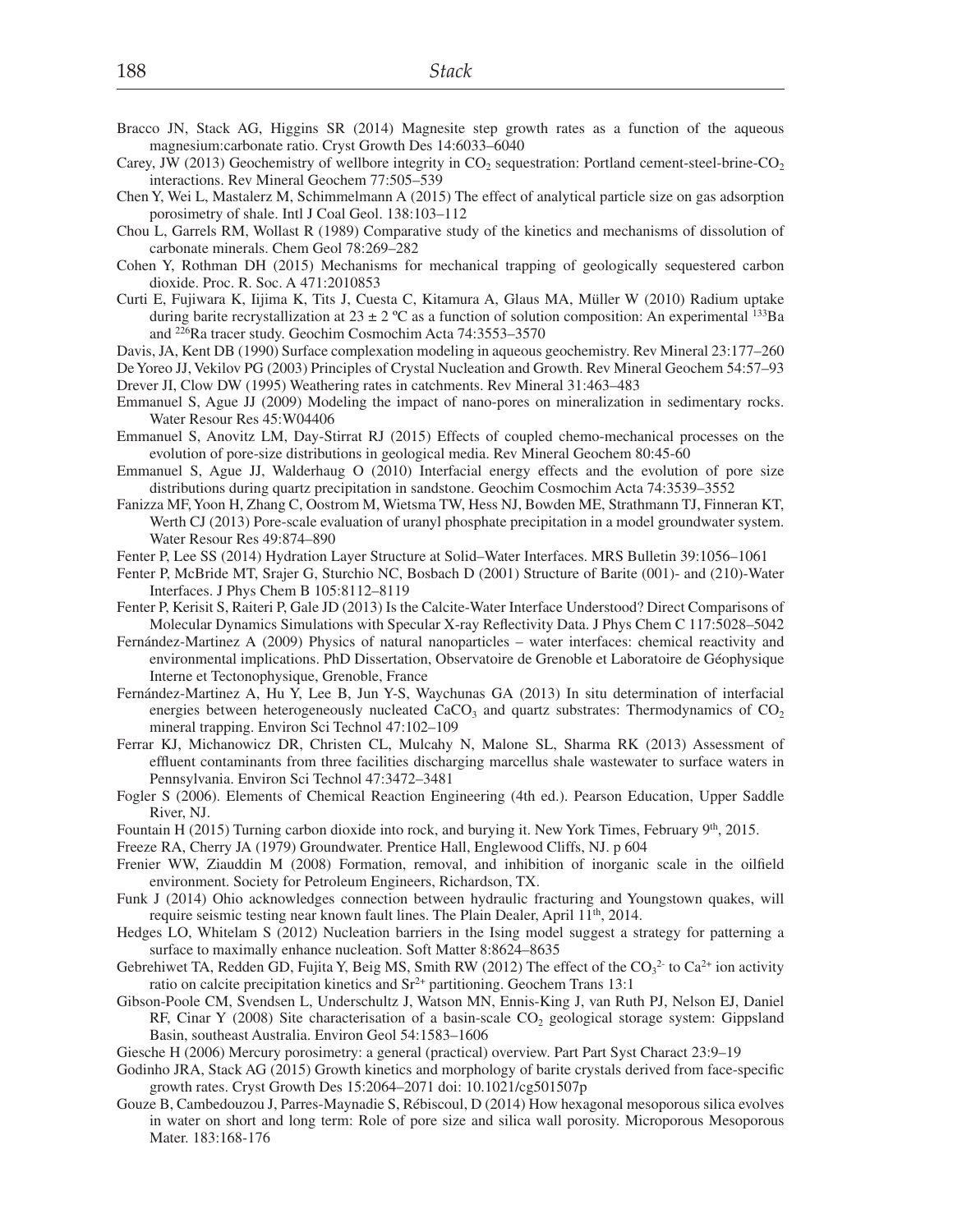Bracco JN, Stack AG, Higgins SR (2014) Magnesite step growth rates as a function of the aqueous magnesium:carbonate ratio. Cryst Growth Des 14:6033–6040

Carey, JW (2013) Geochemistry of wellbore integrity in $CO_2$ sequestration: Portland cement-steel-brine-$CO_2$ interactions. Rev Mineral Geochem 77:505–539

Chen Y, Wei L, Mastalerz M, Schimmelmann A (2015) The effect of analytical particle size on gas adsorption porosimetry of shale. Intl J Coal Geol. 138:103–112

Chou L, Garrels RM, Wollast R (1989) Comparative study of the kinetics and mechanisms of dissolution of carbonate minerals. Chem Geol 78:269–282

Cohen Y, Rothman DH (2015) Mechanisms for mechanical trapping of geologically sequestered carbon dioxide. Proc. R. Soc. A 471:2010853

Curti E, Fujiwara K, Iijima K, Tits J, Cuesta C, Kitamura A, Glaus MA, Müller W (2010) Radium uptake during barite recrystallization at 23 ± 2 ºC as a function of solution composition: An experimental $^{133}$Ba and $^{226}$Ra tracer study. Geochim Cosmochim Acta 74:3553–3570

Davis, JA, Kent DB (1990) Surface complexation modeling in aqueous geochemistry. Rev Mineral 23:177–260

De Yoreo JJ, Vekilov PG (2003) Principles of Crystal Nucleation and Growth. Rev Mineral Geochem 54:57–93

Drever JI, Clow DW (1995) Weathering rates in catchments. Rev Mineral 31:463–483

Emmanuel S, Ague JJ (2009) Modeling the impact of nano-pores on mineralization in sedimentary rocks. Water Resour Res 45:W04406

Emmanuel S, Anovitz LM, Day-Stirrat RJ (2015) Effects of coupled chemo-mechanical processes on the evolution of pore-size distributions in geological media. Rev Mineral Geochem 80:45-60

Emmanuel S, Ague JJ, Walderhaug O (2010) Interfacial energy effects and the evolution of pore size distributions during quartz precipitation in sandstone. Geochim Cosmochim Acta 74:3539–3552

Fanizza MF, Yoon H, Zhang C, Oostrom M, Wietsma TW, Hess NJ, Bowden ME, Strathmann TJ, Finneran KT, Werth CJ (2013) Pore-scale evaluation of uranyl phosphate precipitation in a model groundwater system. Water Resour Res 49:874–890

Fenter P, Lee SS (2014) Hydration Layer Structure at Solid–Water Interfaces. MRS Bulletin 39:1056–1061

Fenter P, McBride MT, Srajer G, Sturchio NC, Bosbach D (2001) Structure of Barite (001)- and (210)-Water Interfaces. J Phys Chem B 105:8112–8119

Fenter P, Kerisit S, Raiteri P, Gale JD (2013) Is the Calcite-Water Interface Understood? Direct Comparisons of Molecular Dynamics Simulations with Specular X-ray Reflectivity Data. J Phys Chem C 117:5028–5042

Fernández-Martinez A (2009) Physics of natural nanoparticles – water interfaces: chemical reactivity and environmental implications. PhD Dissertation, Observatoire de Grenoble et Laboratoire de Géophysique Interne et Tectonophysique, Grenoble, France

Fernández-Martinez A, Hu Y, Lee B, Jun Y-S, Waychunas GA (2013) In situ determination of interfacial energies between heterogeneously nucleated $CaCO_3$ and quartz substrates: Thermodynamics of $CO_2$ mineral trapping. Environ Sci Technol 47:102–109

Ferrar KJ, Michanowicz DR, Christen CL, Mulcahy N, Malone SL, Sharma RK (2013) Assessment of effluent contaminants from three facilities discharging marcellus shale wastewater to surface waters in Pennsylvania. Environ Sci Technol 47:3472–3481

Fogler S (2006). Elements of Chemical Reaction Engineering (4th ed.). Pearson Education, Upper Saddle River, NJ.

Fountain H (2015) Turning carbon dioxide into rock, and burying it. New York Times, February 9th, 2015.

Freeze RA, Cherry JA (1979) Groundwater. Prentice Hall, Englewood Cliffs, NJ. p 604

Frenier WW, Ziauddin M (2008) Formation, removal, and inhibition of inorganic scale in the oilfield environment. Society for Petroleum Engineers, Richardson, TX.

Funk J (2014) Ohio acknowledges connection between hydraulic fracturing and Youngstown quakes, will require seismic testing near known fault lines. The Plain Dealer, April 11th, 2014.

Hedges LO, Whitelam S (2012) Nucleation barriers in the Ising model suggest a strategy for patterning a surface to maximally enhance nucleation. Soft Matter 8:8624–8635

Gebrehiwet TA, Redden GD, Fujita Y, Beig MS, Smith RW (2012) The effect of the $CO_3^{2-}$ to $Ca^{2+}$ ion activity ratio on calcite precipitation kinetics and $Sr^{2+}$ partitioning. Geochem Trans 13:1

Gibson-Poole CM, Svendsen L, Underschultz J, Watson MN, Ennis-King J, van Ruth PJ, Nelson EJ, Daniel RF, Cinar Y (2008) Site characterisation of a basin-scale $CO_2$ geological storage system: Gippsland Basin, southeast Australia. Environ Geol 54:1583–1606

Giesche H (2006) Mercury porosimetry: a general (practical) overview. Part Part Syst Charact 23:9–19

Godinho JRA, Stack AG (2015) Growth kinetics and morphology of barite crystals derived from face-specific growth rates. Cryst Growth Des 15:2064–2071 doi: 10.1021/cg501507p

Gouze B, Cambedouzou J, Parres-Maynadie S, Rébiscoul, D (2014) How hexagonal mesoporous silica evolves in water on short and long term: Role of pore size and silica wall porosity. Microporous Mesoporous Mater. 183:168-176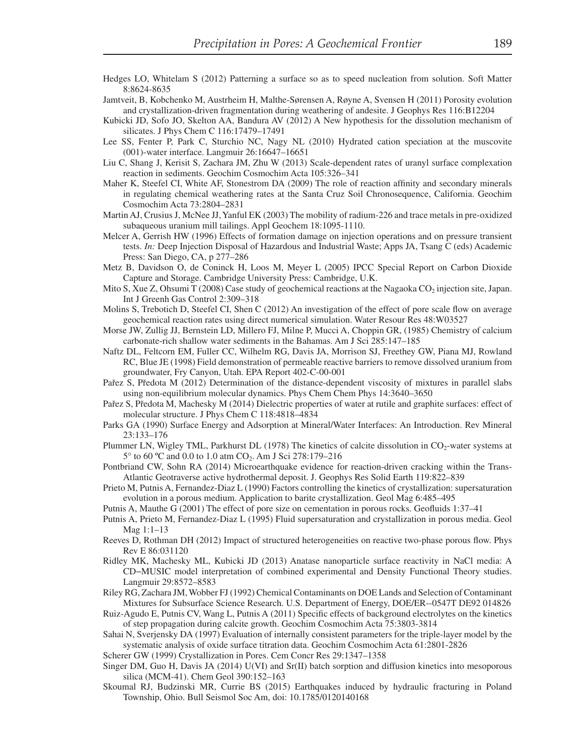Hedges LO, Whitelam S (2012) Patterning a surface so as to speed nucleation from solution. Soft Matter 8:8624-8635

Jamtveit, B, Kobchenko M, Austrheim H, Malthe-Sørensen A, Røyne A, Svensen H (2011) Porosity evolution and crystallization-driven fragmentation during weathering of andesite. J Geophys Res 116:B12204

Kubicki JD, Sofo JO, Skelton AA, Bandura AV (2012) A New hypothesis for the dissolution mechanism of silicates. J Phys Chem C 116:17479–17491

Lee SS, Fenter P, Park C, Sturchio NC, Nagy NL (2010) Hydrated cation speciation at the muscovite (001)-water interface. Langmuir 26:16647–16651

Liu C, Shang J, Kerisit S, Zachara JM, Zhu W (2013) Scale-dependent rates of uranyl surface complexation reaction in sediments. Geochim Cosmochim Acta 105:326–341

Maher K, Steefel CI, White AF, Stonestrom DA (2009) The role of reaction affinity and secondary minerals in regulating chemical weathering rates at the Santa Cruz Soil Chronosequence, California. Geochim Cosmochim Acta 73:2804–2831

Martin AJ, Crusius J, McNee JJ, Yanful EK (2003) The mobility of radium-226 and trace metals in pre-oxidized subaqueous uranium mill tailings. Appl Geochem 18:1095-1110.

Melcer A, Gerrish HW (1996) Effects of formation damage on injection operations and on pressure transient tests. *In:* Deep Injection Disposal of Hazardous and Industrial Waste; Apps JA, Tsang C (eds) Academic Press: San Diego, CA, p 277–286

Metz B, Davidson O, de Coninck H, Loos M, Meyer L (2005) IPCC Special Report on Carbon Dioxide Capture and Storage. Cambridge University Press: Cambridge, U.K.

Mito S, Xue Z, Ohsumi T (2008) Case study of geochemical reactions at the Nagaoka $CO_2$ injection site, Japan. Int J Greenh Gas Control 2:309–318

Molins S, Trebotich D, Steefel CI, Shen C (2012) An investigation of the effect of pore scale flow on average geochemical reaction rates using direct numerical simulation. Water Resour Res 48:W03527

Morse JW, Zullig JJ, Bernstein LD, Millero FJ, Milne P, Mucci A, Choppin GR, (1985) Chemistry of calcium carbonate-rich shallow water sediments in the Bahamas. Am J Sci 285:147–185

Naftz DL, Feltcorn EM, Fuller CC, Wilhelm RG, Davis JA, Morrison SJ, Freethey GW, Piana MJ, Rowland RC, Blue JE (1998) Field demonstration of permeable reactive barriers to remove dissolved uranium from groundwater, Fry Canyon, Utah. EPA Report 402-C-00-001

Pařez S, Předota M (2012) Determination of the distance-dependent viscosity of mixtures in parallel slabs using non-equilibrium molecular dynamics. Phys Chem Chem Phys 14:3640–3650

Pařez S, Předota M, Machesky M (2014) Dielectric properties of water at rutile and graphite surfaces: effect of molecular structure. J Phys Chem C 118:4818–4834

Parks GA (1990) Surface Energy and Adsorption at Mineral/Water Interfaces: An Introduction. Rev Mineral 23:133–176

Plummer LN, Wigley TML, Parkhurst DL (1978) The kinetics of calcite dissolution in $CO_2$-water systems at 5° to 60 ºC and 0.0 to 1.0 atm $CO_2$. Am J Sci 278:179–216

Pontbriand CW, Sohn RA (2014) Microearthquake evidence for reaction-driven cracking within the Trans-Atlantic Geotraverse active hydrothermal deposit. J. Geophys Res Solid Earth 119:822–839

Prieto M, Putnis A, Fernandez-Diaz L (1990) Factors controlling the kinetics of crystallization: supersaturation evolution in a porous medium. Application to barite crystallization. Geol Mag 6:485–495

Putnis A, Mauthe G (2001) The effect of pore size on cementation in porous rocks. Geofluids 1:37–41

Putnis A, Prieto M, Fernandez-Diaz L (1995) Fluid supersaturation and crystallization in porous media. Geol Mag 1:1–13

Reeves D, Rothman DH (2012) Impact of structured heterogeneities on reactive two-phase porous flow. Phys Rev E 86:031120

Ridley MK, Machesky ML, Kubicki JD (2013) Anatase nanoparticle surface reactivity in NaCl media: A CD–MUSIC model interpretation of combined experimental and Density Functional Theory studies. Langmuir 29:8572–8583

Riley RG, Zachara JM, Wobber FJ (1992) Chemical Contaminants on DOE Lands and Selection of Contaminant Mixtures for Subsurface Science Research. U.S. Department of Energy, DOE/ER--0547T DE92 014826

Ruiz-Agudo E, Putnis CV, Wang L, Putnis A (2011) Specific effects of background electrolytes on the kinetics of step propagation during calcite growth. Geochim Cosmochim Acta 75:3803-3814

Sahai N, Sverjensky DA (1997) Evaluation of internally consistent parameters for the triple-layer model by the systematic analysis of oxide surface titration data. Geochim Cosmochim Acta 61:2801-2826

Scherer GW (1999) Crystallization in Pores. Cem Concr Res 29:1347–1358

Singer DM, Guo H, Davis JA (2014) U(VI) and Sr(II) batch sorption and diffusion kinetics into mesoporous silica (MCM-41). Chem Geol 390:152–163

Skoumal RJ, Budzinski MR, Currie BS (2015) Earthquakes induced by hydraulic fracturing in Poland Township, Ohio. Bull Seismol Soc Am, doi: 10.1785/0120140168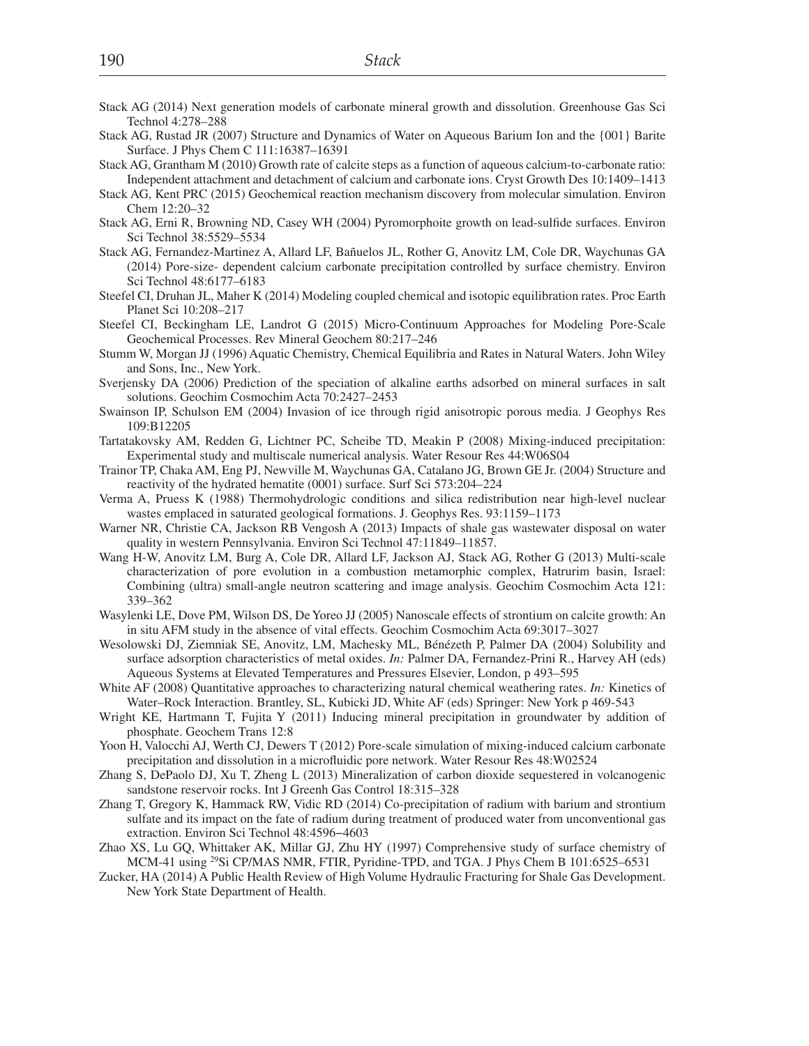Stack AG (2014) Next generation models of carbonate mineral growth and dissolution. Greenhouse Gas Sci Technol 4:278–288

Stack AG, Rustad JR (2007) Structure and Dynamics of Water on Aqueous Barium Ion and the {001} Barite Surface. J Phys Chem C 111:16387–16391

Stack AG, Grantham M (2010) Growth rate of calcite steps as a function of aqueous calcium-to-carbonate ratio: Independent attachment and detachment of calcium and carbonate ions. Cryst Growth Des 10:1409–1413

Stack AG, Kent PRC (2015) Geochemical reaction mechanism discovery from molecular simulation. Environ Chem 12:20–32

Stack AG, Erni R, Browning ND, Casey WH (2004) Pyromorphoite growth on lead-sulfide surfaces. Environ Sci Technol 38:5529–5534

Stack AG, Fernandez-Martinez A, Allard LF, Bañuelos JL, Rother G, Anovitz LM, Cole DR, Waychunas GA (2014) Pore-size- dependent calcium carbonate precipitation controlled by surface chemistry. Environ Sci Technol 48:6177–6183

Steefel CI, Druhan JL, Maher K (2014) Modeling coupled chemical and isotopic equilibration rates. Proc Earth Planet Sci 10:208–217

Steefel CI, Beckingham LE, Landrot G (2015) Micro-Continuum Approaches for Modeling Pore-Scale Geochemical Processes. Rev Mineral Geochem 80:217–246

Stumm W, Morgan JJ (1996) Aquatic Chemistry, Chemical Equilibria and Rates in Natural Waters. John Wiley and Sons, Inc., New York.

Sverjensky DA (2006) Prediction of the speciation of alkaline earths adsorbed on mineral surfaces in salt solutions. Geochim Cosmochim Acta 70:2427–2453

Swainson IP, Schulson EM (2004) Invasion of ice through rigid anisotropic porous media. J Geophys Res 109:B12205

Tartatakovsky AM, Redden G, Lichtner PC, Scheibe TD, Meakin P (2008) Mixing-induced precipitation: Experimental study and multiscale numerical analysis. Water Resour Res 44:W06S04

Trainor TP, Chaka AM, Eng PJ, Newville M, Waychunas GA, Catalano JG, Brown GE Jr. (2004) Structure and reactivity of the hydrated hematite (0001) surface. Surf Sci 573:204–224

Verma A, Pruess K (1988) Thermohydrologic conditions and silica redistribution near high-level nuclear wastes emplaced in saturated geological formations. J. Geophys Res. 93:1159–1173

Warner NR, Christie CA, Jackson RB Vengosh A (2013) Impacts of shale gas wastewater disposal on water quality in western Pennsylvania. Environ Sci Technol 47:11849–11857.

Wang H-W, Anovitz LM, Burg A, Cole DR, Allard LF, Jackson AJ, Stack AG, Rother G (2013) Multi-scale characterization of pore evolution in a combustion metamorphic complex, Hatrurim basin, Israel: Combining (ultra) small-angle neutron scattering and image analysis. Geochim Cosmochim Acta 121: 339–362

Wasylenki LE, Dove PM, Wilson DS, De Yoreo JJ (2005) Nanoscale effects of strontium on calcite growth: An in situ AFM study in the absence of vital effects. Geochim Cosmochim Acta 69:3017–3027

Wesolowski DJ, Ziemniak SE, Anovitz, LM, Machesky ML, Bénézeth P, Palmer DA (2004) Solubility and surface adsorption characteristics of metal oxides. *In:* Palmer DA, Fernandez-Prini R., Harvey AH (eds) Aqueous Systems at Elevated Temperatures and Pressures Elsevier, London, p 493–595

White AF (2008) Quantitative approaches to characterizing natural chemical weathering rates. *In:* Kinetics of Water–Rock Interaction. Brantley, SL, Kubicki JD, White AF (eds) Springer: New York p 469-543

Wright KE, Hartmann T, Fujita Y (2011) Inducing mineral precipitation in groundwater by addition of phosphate. Geochem Trans 12:8

Yoon H, Valocchi AJ, Werth CJ, Dewers T (2012) Pore-scale simulation of mixing-induced calcium carbonate precipitation and dissolution in a microfluidic pore network. Water Resour Res 48:W02524

Zhang S, DePaolo DJ, Xu T, Zheng L (2013) Mineralization of carbon dioxide sequestered in volcanogenic sandstone reservoir rocks. Int J Greenh Gas Control 18:315–328

Zhang T, Gregory K, Hammack RW, Vidic RD (2014) Co-precipitation of radium with barium and strontium sulfate and its impact on the fate of radium during treatment of produced water from unconventional gas extraction. Environ Sci Technol 48:4596–4603

Zhao XS, Lu GQ, Whittaker AK, Millar GJ, Zhu HY (1997) Comprehensive study of surface chemistry of MCM-41 using $^{29}$Si CP/MAS NMR, FTIR, Pyridine-TPD, and TGA. J Phys Chem B 101:6525–6531

Zucker, HA (2014) A Public Health Review of High Volume Hydraulic Fracturing for Shale Gas Development. New York State Department of Health.